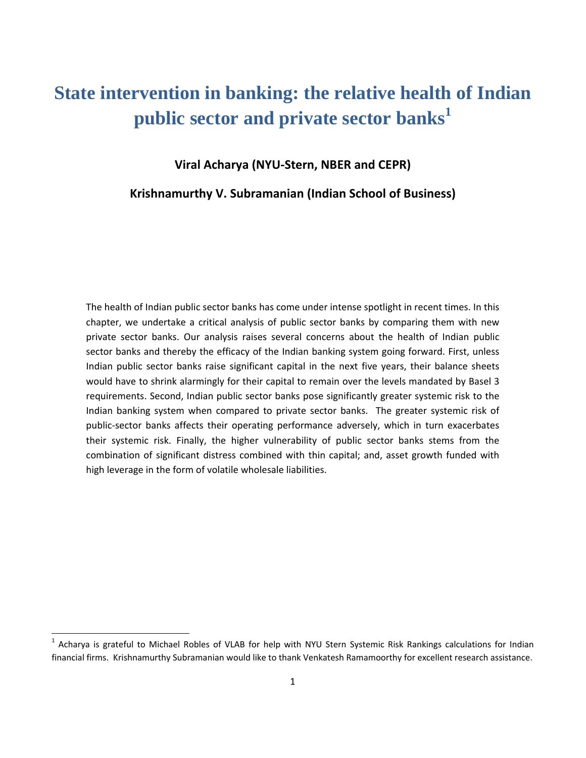# State intervention in banking: the relative health of Indian public sector and private sector banks[1]

**Viral Acharya (NYU-Stern, NBER and CEPR)**

**Krishnamurthy V. Subramanian (Indian School of Business)**

The health of Indian public sector banks has come under intense spotlight in recent times. In this chapter, we undertake a critical analysis of public sector banks by comparing them with new private sector banks. Our analysis raises several concerns about the health of Indian public sector banks and thereby the efficacy of the Indian banking system going forward. First, unless Indian public sector banks raise significant capital in the next five years, their balance sheets would have to shrink alarmingly for their capital to remain over the levels mandated by Basel 3 requirements. Second, Indian public sector banks pose significantly greater systemic risk to the Indian banking system when compared to private sector banks. The greater systemic risk of public-sector banks affects their operating performance adversely, which in turn exacerbates their systemic risk. Finally, the higher vulnerability of public sector banks stems from the combination of significant distress combined with thin capital; and, asset growth funded with high leverage in the form of volatile wholesale liabilities.

[1] Acharya is grateful to Michael Robles of VLAB for help with NYU Stern Systemic Risk Rankings calculations for Indian financial firms. Krishnamurthy Subramanian would like to thank Venkatesh Ramamoorthy for excellent research assistance.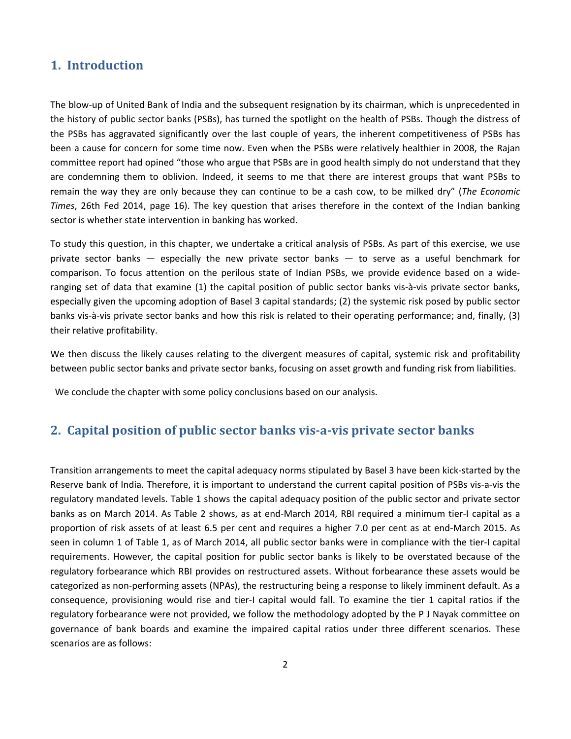## 1. Introduction

The blow-up of United Bank of India and the subsequent resignation by its chairman, which is unprecedented in the history of public sector banks (PSBs), has turned the spotlight on the health of PSBs. Though the distress of the PSBs has aggravated significantly over the last couple of years, the inherent competitiveness of PSBs has been a cause for concern for some time now. Even when the PSBs were relatively healthier in 2008, the Rajan committee report had opined "those who argue that PSBs are in good health simply do not understand that they are condemning them to oblivion. Indeed, it seems to me that there are interest groups that want PSBs to remain the way they are only because they can continue to be a cash cow, to be milked dry" (*The Economic Times*, 26th Fed 2014, page 16). The key question that arises therefore in the context of the Indian banking sector is whether state intervention in banking has worked.

To study this question, in this chapter, we undertake a critical analysis of PSBs. As part of this exercise, we use private sector banks — especially the new private sector banks — to serve as a useful benchmark for comparison. To focus attention on the perilous state of Indian PSBs, we provide evidence based on a wide-ranging set of data that examine (1) the capital position of public sector banks vis-à-vis private sector banks, especially given the upcoming adoption of Basel 3 capital standards; (2) the systemic risk posed by public sector banks vis-à-vis private sector banks and how this risk is related to their operating performance; and, finally, (3) their relative profitability.

We then discuss the likely causes relating to the divergent measures of capital, systemic risk and profitability between public sector banks and private sector banks, focusing on asset growth and funding risk from liabilities.

We conclude the chapter with some policy conclusions based on our analysis.

## 2. Capital position of public sector banks vis-a-vis private sector banks

Transition arrangements to meet the capital adequacy norms stipulated by Basel 3 have been kick-started by the Reserve bank of India. Therefore, it is important to understand the current capital position of PSBs vis-a-vis the regulatory mandated levels. Table 1 shows the capital adequacy position of the public sector and private sector banks as on March 2014. As Table 2 shows, as at end-March 2014, RBI required a minimum tier-I capital as a proportion of risk assets of at least 6.5 per cent and requires a higher 7.0 per cent as at end-March 2015. As seen in column 1 of Table 1, as of March 2014, all public sector banks were in compliance with the tier-I capital requirements. However, the capital position for public sector banks is likely to be overstated because of the regulatory forbearance which RBI provides on restructured assets. Without forbearance these assets would be categorized as non-performing assets (NPAs), the restructuring being a response to likely imminent default. As a consequence, provisioning would rise and tier-I capital would fall. To examine the tier 1 capital ratios if the regulatory forbearance were not provided, we follow the methodology adopted by the P J Nayak committee on governance of bank boards and examine the impaired capital ratios under three different scenarios. These scenarios are as follows: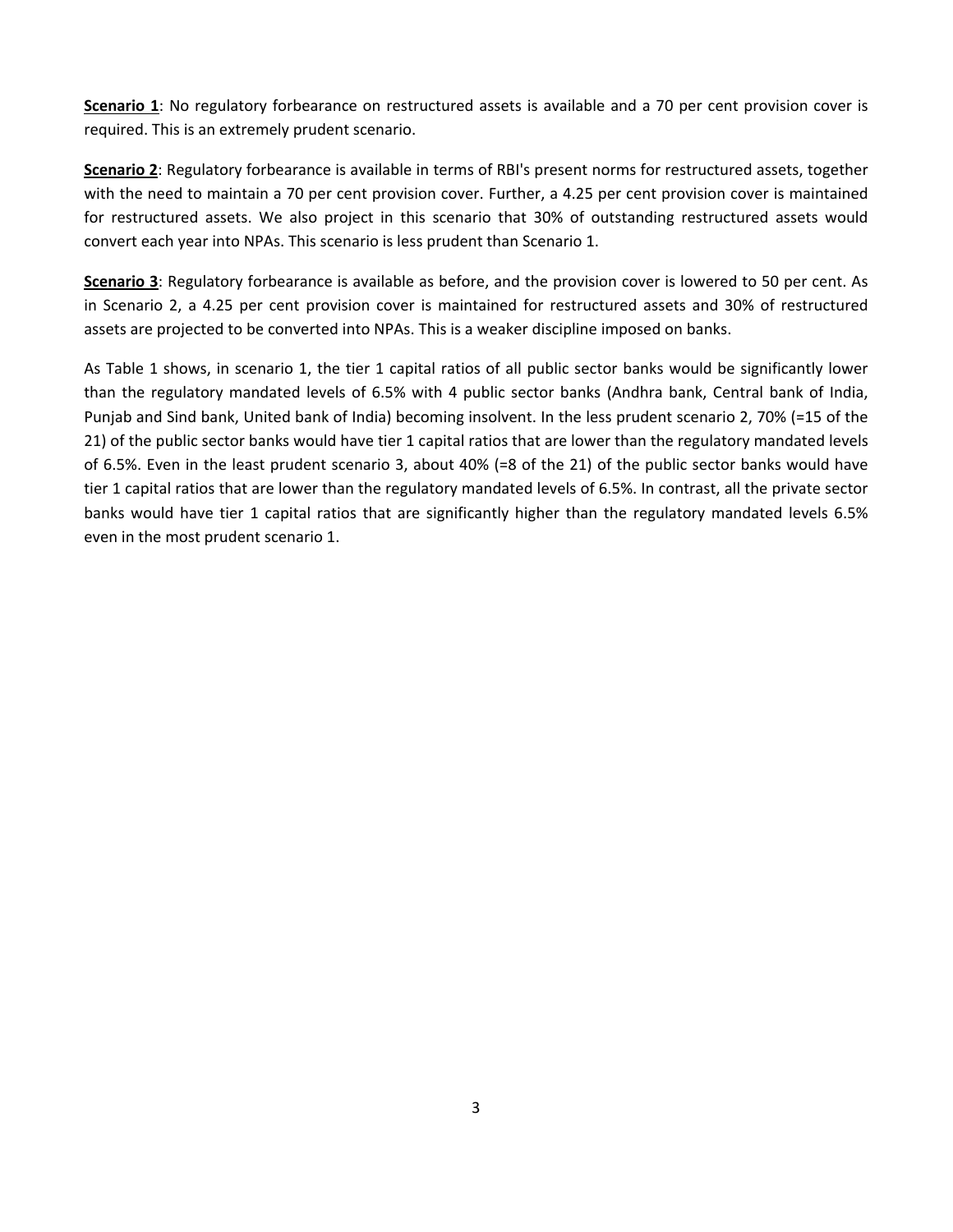**<u>Scenario 1</u>**: No regulatory forbearance on restructured assets is available and a 70 per cent provision cover is required. This is an extremely prudent scenario.

**<u>Scenario 2</u>**: Regulatory forbearance is available in terms of RBI's present norms for restructured assets, together with the need to maintain a 70 per cent provision cover. Further, a 4.25 per cent provision cover is maintained for restructured assets. We also project in this scenario that 30% of outstanding restructured assets would convert each year into NPAs. This scenario is less prudent than Scenario 1.

**<u>Scenario 3</u>**: Regulatory forbearance is available as before, and the provision cover is lowered to 50 per cent. As in Scenario 2, a 4.25 per cent provision cover is maintained for restructured assets and 30% of restructured assets are projected to be converted into NPAs. This is a weaker discipline imposed on banks.

As Table 1 shows, in scenario 1, the tier 1 capital ratios of all public sector banks would be significantly lower than the regulatory mandated levels of 6.5% with 4 public sector banks (Andhra bank, Central bank of India, Punjab and Sind bank, United bank of India) becoming insolvent. In the less prudent scenario 2, 70% (=15 of the 21) of the public sector banks would have tier 1 capital ratios that are lower than the regulatory mandated levels of 6.5%. Even in the least prudent scenario 3, about 40% (=8 of the 21) of the public sector banks would have tier 1 capital ratios that are lower than the regulatory mandated levels of 6.5%. In contrast, all the private sector banks would have tier 1 capital ratios that are significantly higher than the regulatory mandated levels 6.5% even in the most prudent scenario 1.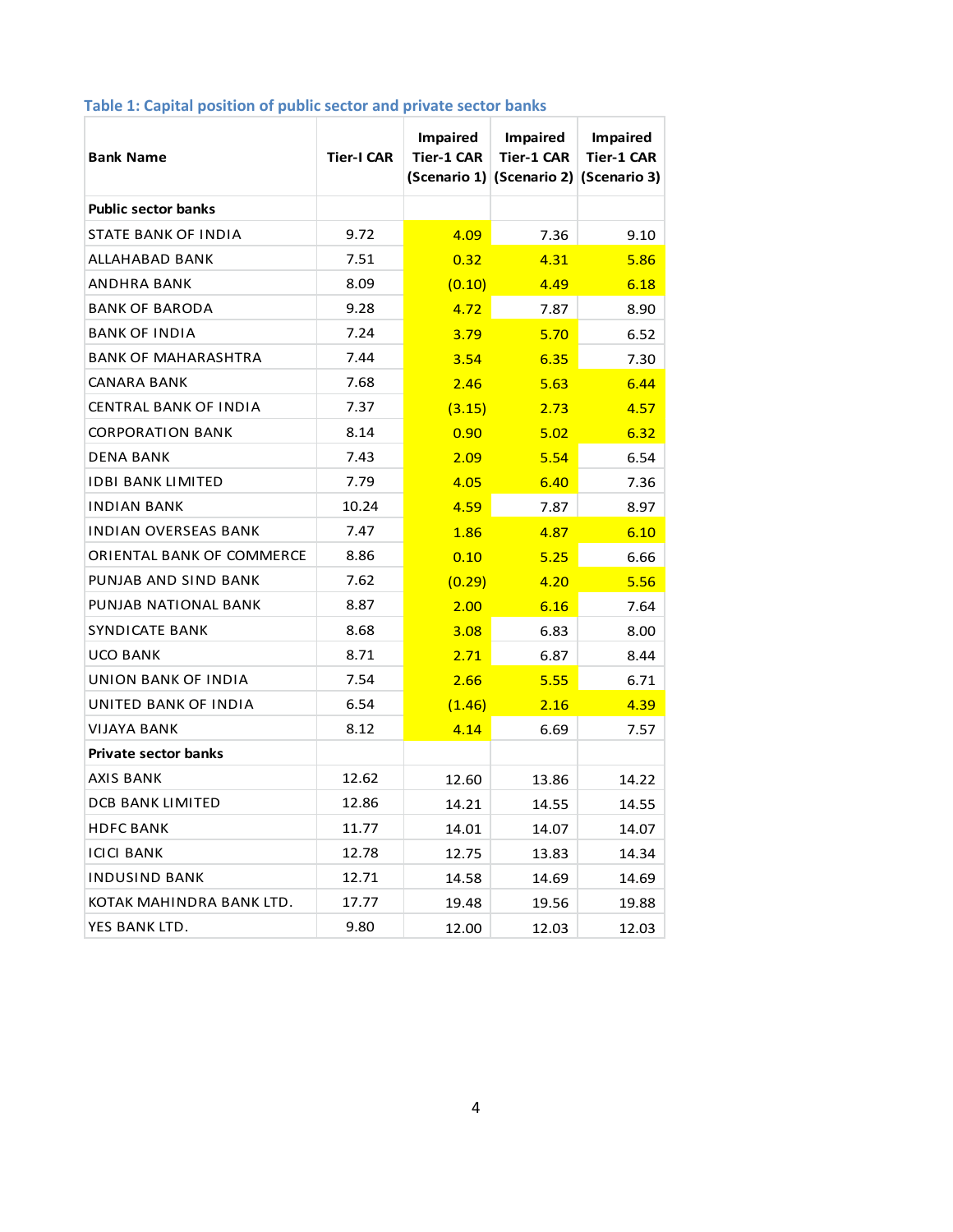Table 1: Capital position of public sector and private sector banks

| Bank Name | Tier-I CAR | Impaired Tier-1 CAR (Scenario 1) | Impaired Tier-1 CAR (Scenario 2) | Impaired Tier-1 CAR (Scenario 3) |
|---|---|---|---|---|
| **Public sector banks** | | | | |
| STATE BANK OF INDIA | 9.72 | 4.09 | 7.36 | 9.10 |
| ALLAHABAD BANK | 7.51 | 0.32 | 4.31 | 5.86 |
| ANDHRA BANK | 8.09 | (0.10) | 4.49 | 6.18 |
| BANK OF BARODA | 9.28 | 4.72 | 7.87 | 8.90 |
| BANK OF INDIA | 7.24 | 3.79 | 5.70 | 6.52 |
| BANK OF MAHARASHTRA | 7.44 | 3.54 | 6.35 | 7.30 |
| CANARA BANK | 7.68 | 2.46 | 5.63 | 6.44 |
| CENTRAL BANK OF INDIA | 7.37 | (3.15) | 2.73 | 4.57 |
| CORPORATION BANK | 8.14 | 0.90 | 5.02 | 6.32 |
| DENA BANK | 7.43 | 2.09 | 5.54 | 6.54 |
| IDBI BANK LIMITED | 7.79 | 4.05 | 6.40 | 7.36 |
| INDIAN BANK | 10.24 | 4.59 | 7.87 | 8.97 |
| INDIAN OVERSEAS BANK | 7.47 | 1.86 | 4.87 | 6.10 |
| ORIENTAL BANK OF COMMERCE | 8.86 | 0.10 | 5.25 | 6.66 |
| PUNJAB AND SIND BANK | 7.62 | (0.29) | 4.20 | 5.56 |
| PUNJAB NATIONAL BANK | 8.87 | 2.00 | 6.16 | 7.64 |
| SYNDICATE BANK | 8.68 | 3.08 | 6.83 | 8.00 |
| UCO BANK | 8.71 | 2.71 | 6.87 | 8.44 |
| UNION BANK OF INDIA | 7.54 | 2.66 | 5.55 | 6.71 |
| UNITED BANK OF INDIA | 6.54 | (1.46) | 2.16 | 4.39 |
| VIJAYA BANK | 8.12 | 4.14 | 6.69 | 7.57 |
| **Private sector banks** | | | | |
| AXIS BANK | 12.62 | 12.60 | 13.86 | 14.22 |
| DCB BANK LIMITED | 12.86 | 14.21 | 14.55 | 14.55 |
| HDFC BANK | 11.77 | 14.01 | 14.07 | 14.07 |
| ICICI BANK | 12.78 | 12.75 | 13.83 | 14.34 |
| INDUSIND BANK | 12.71 | 14.58 | 14.69 | 14.69 |
| KOTAK MAHINDRA BANK LTD. | 17.77 | 19.48 | 19.56 | 19.88 |
| YES BANK LTD. | 9.80 | 12.00 | 12.03 | 12.03 |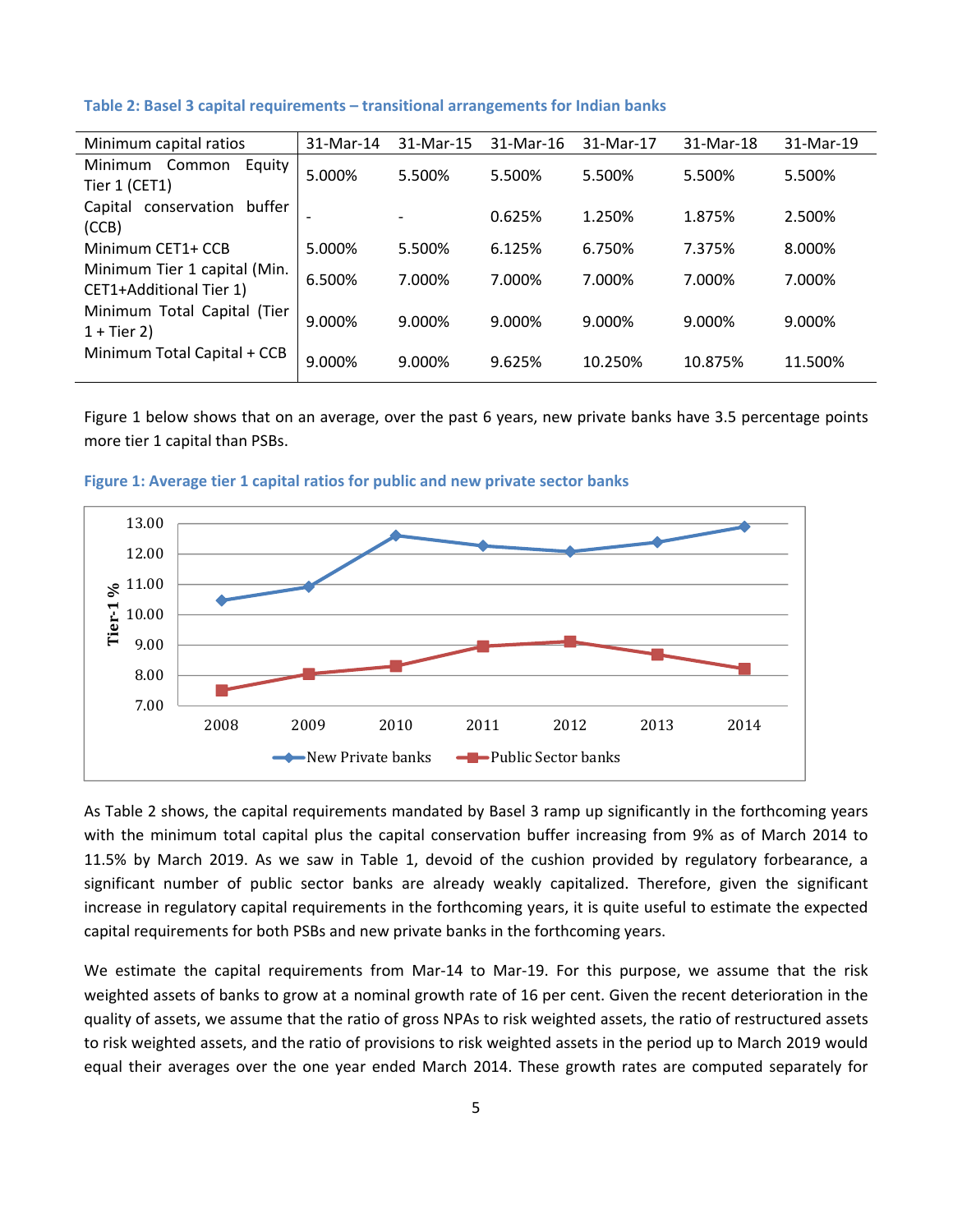**Table 2: Basel 3 capital requirements – transitional arrangements for Indian banks**

| Minimum capital ratios | 31-Mar-14 | 31-Mar-15 | 31-Mar-16 | 31-Mar-17 | 31-Mar-18 | 31-Mar-19 |
|---|---|---|---|---|---|---|
| Minimum Common Equity Tier 1 (CET1) | 5.000% | 5.500% | 5.500% | 5.500% | 5.500% | 5.500% |
| Capital conservation buffer (CCB) | - | - | 0.625% | 1.250% | 1.875% | 2.500% |
| Minimum CET1+ CCB | 5.000% | 5.500% | 6.125% | 6.750% | 7.375% | 8.000% |
| Minimum Tier 1 capital (Min. CET1+Additional Tier 1) | 6.500% | 7.000% | 7.000% | 7.000% | 7.000% | 7.000% |
| Minimum Total Capital (Tier 1 + Tier 2) | 9.000% | 9.000% | 9.000% | 9.000% | 9.000% | 9.000% |
| Minimum Total Capital + CCB | 9.000% | 9.000% | 9.625% | 10.250% | 10.875% | 11.500% |

Figure 1 below shows that on an average, over the past 6 years, new private banks have 3.5 percentage points more tier 1 capital than PSBs.

**Figure 1: Average tier 1 capital ratios for public and new private sector banks**

Tier-1 %

13.00
12.00
11.00
10.00
9.00
8.00
7.00

2008 2009 2010 2011 2012 2013 2014

New Private banks
Public Sector banks

As Table 2 shows, the capital requirements mandated by Basel 3 ramp up significantly in the forthcoming years with the minimum total capital plus the capital conservation buffer increasing from 9% as of March 2014 to 11.5% by March 2019. As we saw in Table 1, devoid of the cushion provided by regulatory forbearance, a significant number of public sector banks are already weakly capitalized. Therefore, given the significant increase in regulatory capital requirements in the forthcoming years, it is quite useful to estimate the expected capital requirements for both PSBs and new private banks in the forthcoming years.

We estimate the capital requirements from Mar-14 to Mar-19. For this purpose, we assume that the risk weighted assets of banks to grow at a nominal growth rate of 16 per cent. Given the recent deterioration in the quality of assets, we assume that the ratio of gross NPAs to risk weighted assets, the ratio of restructured assets to risk weighted assets, and the ratio of provisions to risk weighted assets in the period up to March 2019 would equal their averages over the one year ended March 2014. These growth rates are computed separately for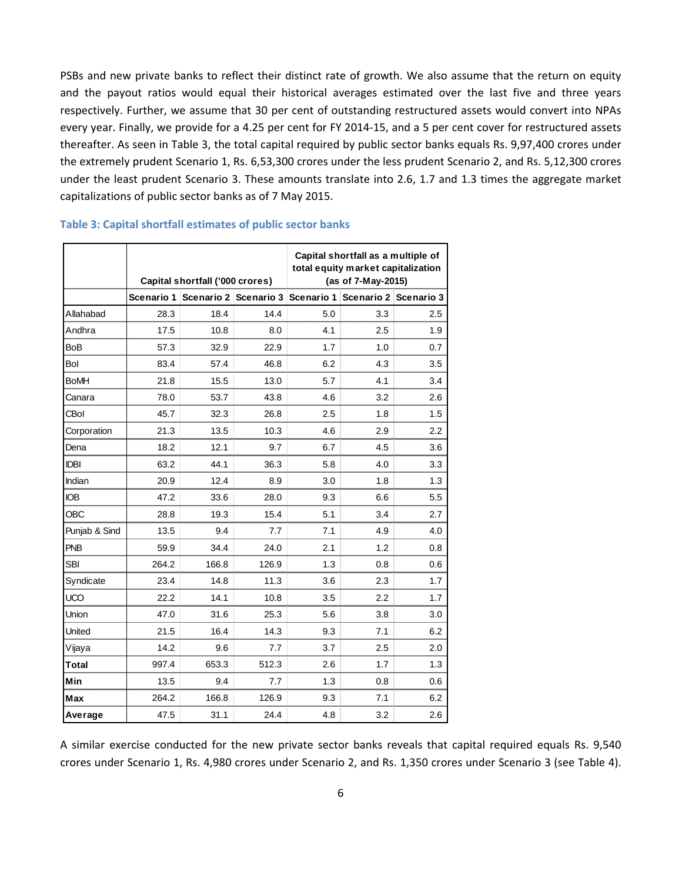PSBs and new private banks to reflect their distinct rate of growth. We also assume that the return on equity and the payout ratios would equal their historical averages estimated over the last five and three years respectively. Further, we assume that 30 per cent of outstanding restructured assets would convert into NPAs every year. Finally, we provide for a 4.25 per cent for FY 2014-15, and a 5 per cent cover for restructured assets thereafter. As seen in Table 3, the total capital required by public sector banks equals Rs. 9,97,400 crores under the extremely prudent Scenario 1, Rs. 6,53,300 crores under the less prudent Scenario 2, and Rs. 5,12,300 crores under the least prudent Scenario 3. These amounts translate into 2.6, 1.7 and 1.3 times the aggregate market capitalizations of public sector banks as of 7 May 2015.

**Table 3: Capital shortfall estimates of public sector banks**

| | Capital shortfall ('000 crores) | | | Capital shortfall as a multiple of total equity market capitalization (as of 7-May-2015) | | |
|---|---|---|---|---|---|---|
| | Scenario 1 | Scenario 2 | Scenario 3 | Scenario 1 | Scenario 2 | Scenario 3 |
| Allahabad | 28.3 | 18.4 | 14.4 | 5.0 | 3.3 | 2.5 |
| Andhra | 17.5 | 10.8 | 8.0 | 4.1 | 2.5 | 1.9 |
| BoB | 57.3 | 32.9 | 22.9 | 1.7 | 1.0 | 0.7 |
| BoI | 83.4 | 57.4 | 46.8 | 6.2 | 4.3 | 3.5 |
| BoMH | 21.8 | 15.5 | 13.0 | 5.7 | 4.1 | 3.4 |
| Canara | 78.0 | 53.7 | 43.8 | 4.6 | 3.2 | 2.6 |
| CBoI | 45.7 | 32.3 | 26.8 | 2.5 | 1.8 | 1.5 |
| Corporation | 21.3 | 13.5 | 10.3 | 4.6 | 2.9 | 2.2 |
| Dena | 18.2 | 12.1 | 9.7 | 6.7 | 4.5 | 3.6 |
| IDBI | 63.2 | 44.1 | 36.3 | 5.8 | 4.0 | 3.3 |
| Indian | 20.9 | 12.4 | 8.9 | 3.0 | 1.8 | 1.3 |
| IOB | 47.2 | 33.6 | 28.0 | 9.3 | 6.6 | 5.5 |
| OBC | 28.8 | 19.3 | 15.4 | 5.1 | 3.4 | 2.7 |
| Punjab & Sind | 13.5 | 9.4 | 7.7 | 7.1 | 4.9 | 4.0 |
| PNB | 59.9 | 34.4 | 24.0 | 2.1 | 1.2 | 0.8 |
| SBI | 264.2 | 166.8 | 126.9 | 1.3 | 0.8 | 0.6 |
| Syndicate | 23.4 | 14.8 | 11.3 | 3.6 | 2.3 | 1.7 |
| UCO | 22.2 | 14.1 | 10.8 | 3.5 | 2.2 | 1.7 |
| Union | 47.0 | 31.6 | 25.3 | 5.6 | 3.8 | 3.0 |
| United | 21.5 | 16.4 | 14.3 | 9.3 | 7.1 | 6.2 |
| Vijaya | 14.2 | 9.6 | 7.7 | 3.7 | 2.5 | 2.0 |
| **Total** | 997.4 | 653.3 | 512.3 | 2.6 | 1.7 | 1.3 |
| **Min** | 13.5 | 9.4 | 7.7 | 1.3 | 0.8 | 0.6 |
| **Max** | 264.2 | 166.8 | 126.9 | 9.3 | 7.1 | 6.2 |
| **Average** | 47.5 | 31.1 | 24.4 | 4.8 | 3.2 | 2.6 |

A similar exercise conducted for the new private sector banks reveals that capital required equals Rs. 9,540 crores under Scenario 1, Rs. 4,980 crores under Scenario 2, and Rs. 1,350 crores under Scenario 3 (see Table 4).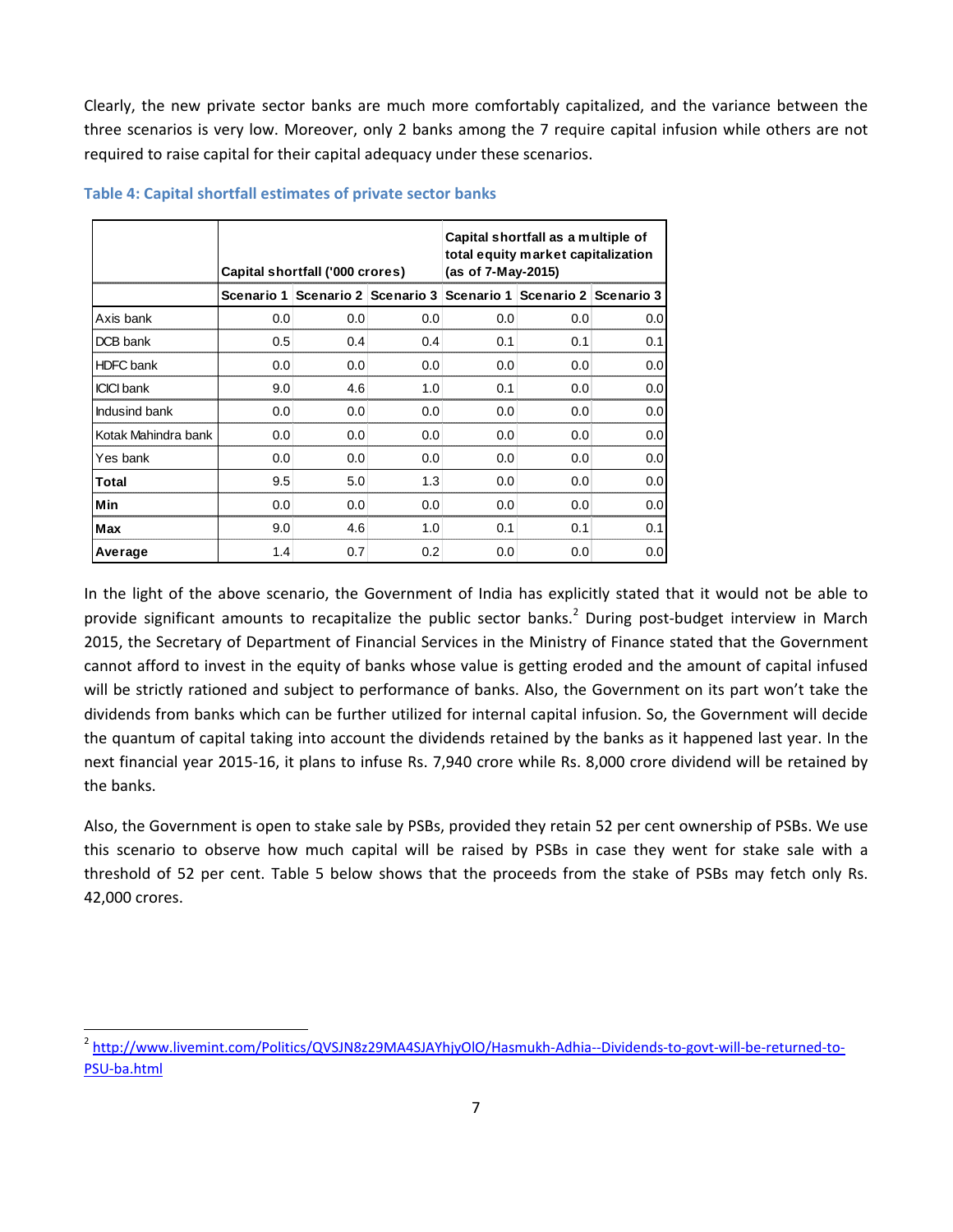Clearly, the new private sector banks are much more comfortably capitalized, and the variance between the three scenarios is very low. Moreover, only 2 banks among the 7 require capital infusion while others are not required to raise capital for their capital adequacy under these scenarios.

### Table 4: Capital shortfall estimates of private sector banks

| | Capital shortfall ('000 crores) | | | Capital shortfall as a multiple of total equity market capitalization (as of 7-May-2015) | | |
|---|---|---|---|---|---|---|
| | Scenario 1 | Scenario 2 | Scenario 3 | Scenario 1 | Scenario 2 | Scenario 3 |
| Axis bank | 0.0 | 0.0 | 0.0 | 0.0 | 0.0 | 0.0 |
| DCB bank | 0.5 | 0.4 | 0.4 | 0.1 | 0.1 | 0.1 |
| HDFC bank | 0.0 | 0.0 | 0.0 | 0.0 | 0.0 | 0.0 |
| ICICI bank | 9.0 | 4.6 | 1.0 | 0.1 | 0.0 | 0.0 |
| Indusind bank | 0.0 | 0.0 | 0.0 | 0.0 | 0.0 | 0.0 |
| Kotak Mahindra bank | 0.0 | 0.0 | 0.0 | 0.0 | 0.0 | 0.0 |
| Yes bank | 0.0 | 0.0 | 0.0 | 0.0 | 0.0 | 0.0 |
| **Total** | 9.5 | 5.0 | 1.3 | 0.0 | 0.0 | 0.0 |
| **Min** | 0.0 | 0.0 | 0.0 | 0.0 | 0.0 | 0.0 |
| **Max** | 9.0 | 4.6 | 1.0 | 0.1 | 0.1 | 0.1 |
| **Average** | 1.4 | 0.7 | 0.2 | 0.0 | 0.0 | 0.0 |

In the light of the above scenario, the Government of India has explicitly stated that it would not be able to provide significant amounts to recapitalize the public sector banks.[2] During post-budget interview in March 2015, the Secretary of Department of Financial Services in the Ministry of Finance stated that the Government cannot afford to invest in the equity of banks whose value is getting eroded and the amount of capital infused will be strictly rationed and subject to performance of banks. Also, the Government on its part won't take the dividends from banks which can be further utilized for internal capital infusion. So, the Government will decide the quantum of capital taking into account the dividends retained by the banks as it happened last year. In the next financial year 2015-16, it plans to infuse Rs. 7,940 crore while Rs. 8,000 crore dividend will be retained by the banks.

Also, the Government is open to stake sale by PSBs, provided they retain 52 per cent ownership of PSBs. We use this scenario to observe how much capital will be raised by PSBs in case they went for stake sale with a threshold of 52 per cent. Table 5 below shows that the proceeds from the stake of PSBs may fetch only Rs. 42,000 crores.

---

[2] http://www.livemint.com/Politics/QVSJN8z29MA4SJAYhjyOlO/Hasmukh-Adhia--Dividends-to-govt-will-be-returned-to-PSU-ba.html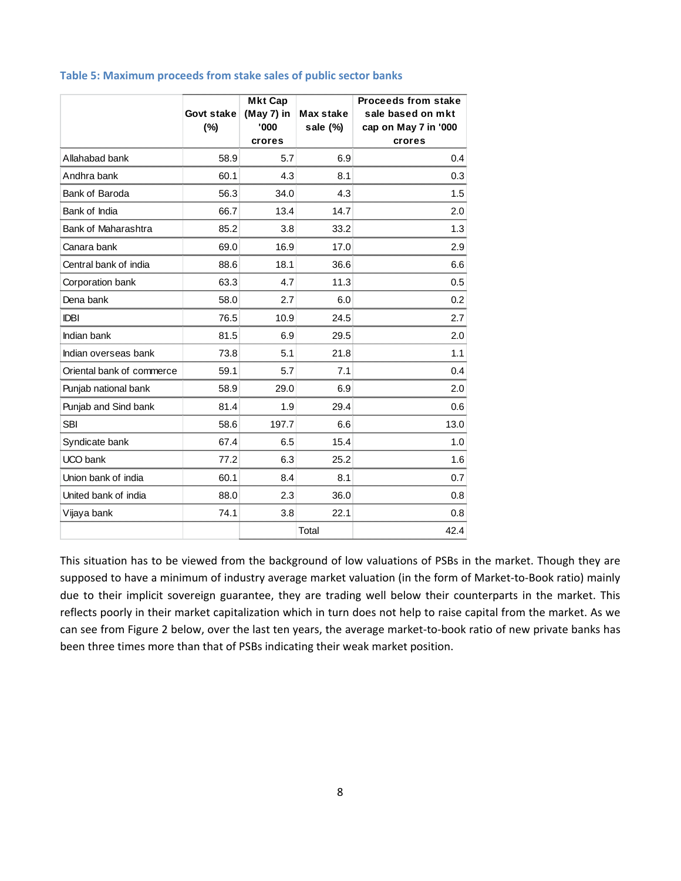### Table 5: Maximum proceeds from stake sales of public sector banks

| | Govt stake (%) | Mkt Cap (May 7) in '000 crores | Max stake sale (%) | Proceeds from stake sale based on mkt cap on May 7 in '000 crores |
|---|---|---|---|---|
| Allahabad bank | 58.9 | 5.7 | 6.9 | 0.4 |
| Andhra bank | 60.1 | 4.3 | 8.1 | 0.3 |
| Bank of Baroda | 56.3 | 34.0 | 4.3 | 1.5 |
| Bank of India | 66.7 | 13.4 | 14.7 | 2.0 |
| Bank of Maharashtra | 85.2 | 3.8 | 33.2 | 1.3 |
| Canara bank | 69.0 | 16.9 | 17.0 | 2.9 |
| Central bank of india | 88.6 | 18.1 | 36.6 | 6.6 |
| Corporation bank | 63.3 | 4.7 | 11.3 | 0.5 |
| Dena bank | 58.0 | 2.7 | 6.0 | 0.2 |
| IDBI | 76.5 | 10.9 | 24.5 | 2.7 |
| Indian bank | 81.5 | 6.9 | 29.5 | 2.0 |
| Indian overseas bank | 73.8 | 5.1 | 21.8 | 1.1 |
| Oriental bank of commerce | 59.1 | 5.7 | 7.1 | 0.4 |
| Punjab national bank | 58.9 | 29.0 | 6.9 | 2.0 |
| Punjab and Sind bank | 81.4 | 1.9 | 29.4 | 0.6 |
| SBI | 58.6 | 197.7 | 6.6 | 13.0 |
| Syndicate bank | 67.4 | 6.5 | 15.4 | 1.0 |
| UCO bank | 77.2 | 6.3 | 25.2 | 1.6 |
| Union bank of india | 60.1 | 8.4 | 8.1 | 0.7 |
| United bank of india | 88.0 | 2.3 | 36.0 | 0.8 |
| Vijaya bank | 74.1 | 3.8 | 22.1 | 0.8 |
| | | | Total | 42.4 |

This situation has to be viewed from the background of low valuations of PSBs in the market. Though they are supposed to have a minimum of industry average market valuation (in the form of Market-to-Book ratio) mainly due to their implicit sovereign guarantee, they are trading well below their counterparts in the market. This reflects poorly in their market capitalization which in turn does not help to raise capital from the market. As we can see from Figure 2 below, over the last ten years, the average market-to-book ratio of new private banks has been three times more than that of PSBs indicating their weak market position.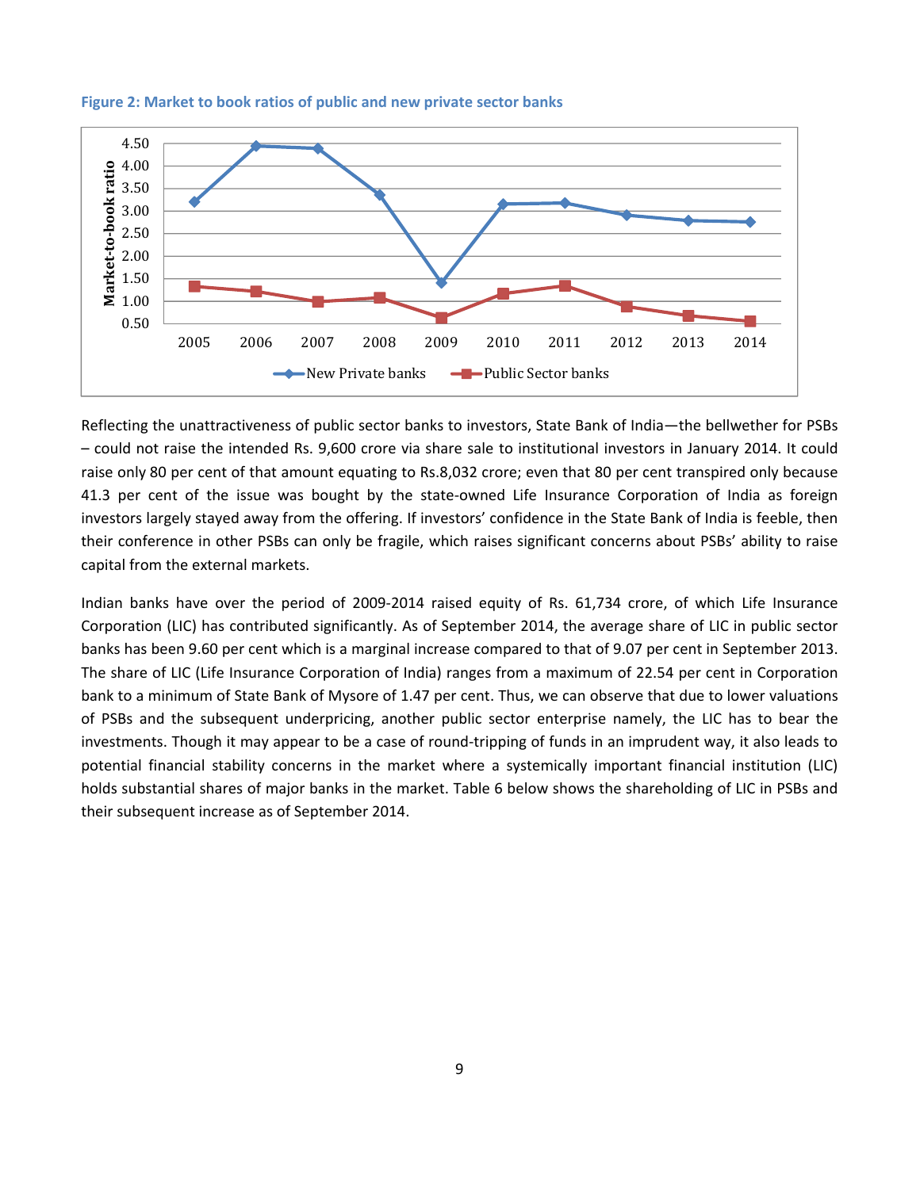**Figure 2: Market to book ratios of public and new private sector banks**

Market-to-book ratio

4.50
4.00
3.50
3.00
2.50
2.00
1.50
1.00
0.50

2005 2006 2007 2008 2009 2010 2011 2012 2013 2014

New Private banks
Public Sector banks

Reflecting the unattractiveness of public sector banks to investors, State Bank of India—the bellwether for PSBs – could not raise the intended Rs. 9,600 crore via share sale to institutional investors in January 2014. It could raise only 80 per cent of that amount equating to Rs.8,032 crore; even that 80 per cent transpired only because 41.3 per cent of the issue was bought by the state-owned Life Insurance Corporation of India as foreign investors largely stayed away from the offering. If investors' confidence in the State Bank of India is feeble, then their conference in other PSBs can only be fragile, which raises significant concerns about PSBs' ability to raise capital from the external markets.

Indian banks have over the period of 2009-2014 raised equity of Rs. 61,734 crore, of which Life Insurance Corporation (LIC) has contributed significantly. As of September 2014, the average share of LIC in public sector banks has been 9.60 per cent which is a marginal increase compared to that of 9.07 per cent in September 2013. The share of LIC (Life Insurance Corporation of India) ranges from a maximum of 22.54 per cent in Corporation bank to a minimum of State Bank of Mysore of 1.47 per cent. Thus, we can observe that due to lower valuations of PSBs and the subsequent underpricing, another public sector enterprise namely, the LIC has to bear the investments. Though it may appear to be a case of round-tripping of funds in an imprudent way, it also leads to potential financial stability concerns in the market where a systemically important financial institution (LIC) holds substantial shares of major banks in the market. Table 6 below shows the shareholding of LIC in PSBs and their subsequent increase as of September 2014.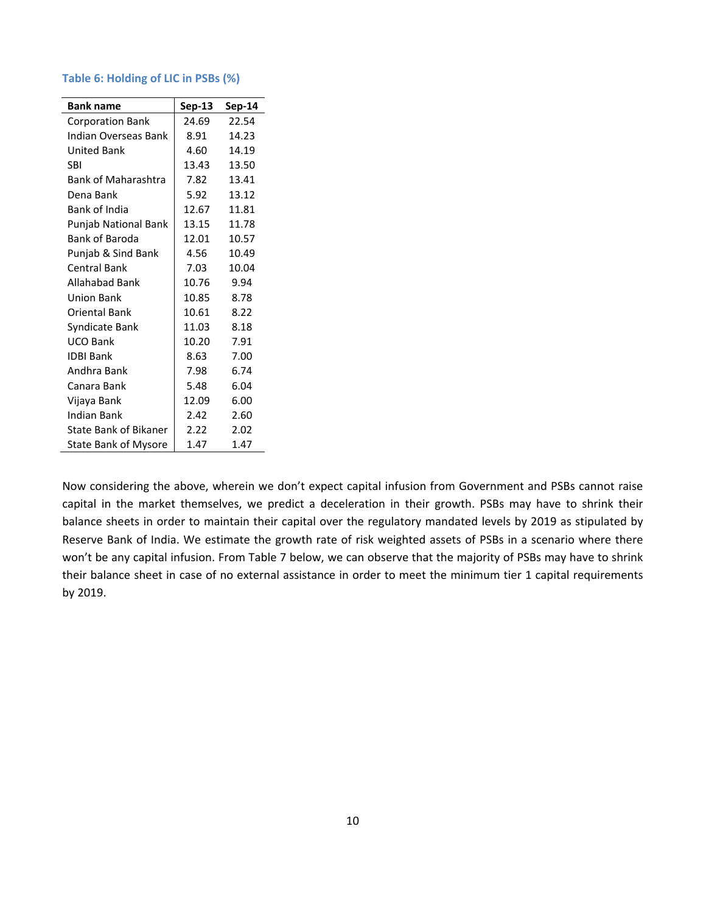**Table 6: Holding of LIC in PSBs (%)**

| Bank name | Sep-13 | Sep-14 |
|---|---|---|
| Corporation Bank | 24.69 | 22.54 |
| Indian Overseas Bank | 8.91 | 14.23 |
| United Bank | 4.60 | 14.19 |
| SBI | 13.43 | 13.50 |
| Bank of Maharashtra | 7.82 | 13.41 |
| Dena Bank | 5.92 | 13.12 |
| Bank of India | 12.67 | 11.81 |
| Punjab National Bank | 13.15 | 11.78 |
| Bank of Baroda | 12.01 | 10.57 |
| Punjab & Sind Bank | 4.56 | 10.49 |
| Central Bank | 7.03 | 10.04 |
| Allahabad Bank | 10.76 | 9.94 |
| Union Bank | 10.85 | 8.78 |
| Oriental Bank | 10.61 | 8.22 |
| Syndicate Bank | 11.03 | 8.18 |
| UCO Bank | 10.20 | 7.91 |
| IDBI Bank | 8.63 | 7.00 |
| Andhra Bank | 7.98 | 6.74 |
| Canara Bank | 5.48 | 6.04 |
| Vijaya Bank | 12.09 | 6.00 |
| Indian Bank | 2.42 | 2.60 |
| State Bank of Bikaner | 2.22 | 2.02 |
| State Bank of Mysore | 1.47 | 1.47 |

Now considering the above, wherein we don't expect capital infusion from Government and PSBs cannot raise capital in the market themselves, we predict a deceleration in their growth. PSBs may have to shrink their balance sheets in order to maintain their capital over the regulatory mandated levels by 2019 as stipulated by Reserve Bank of India. We estimate the growth rate of risk weighted assets of PSBs in a scenario where there won't be any capital infusion. From Table 7 below, we can observe that the majority of PSBs may have to shrink their balance sheet in case of no external assistance in order to meet the minimum tier 1 capital requirements by 2019.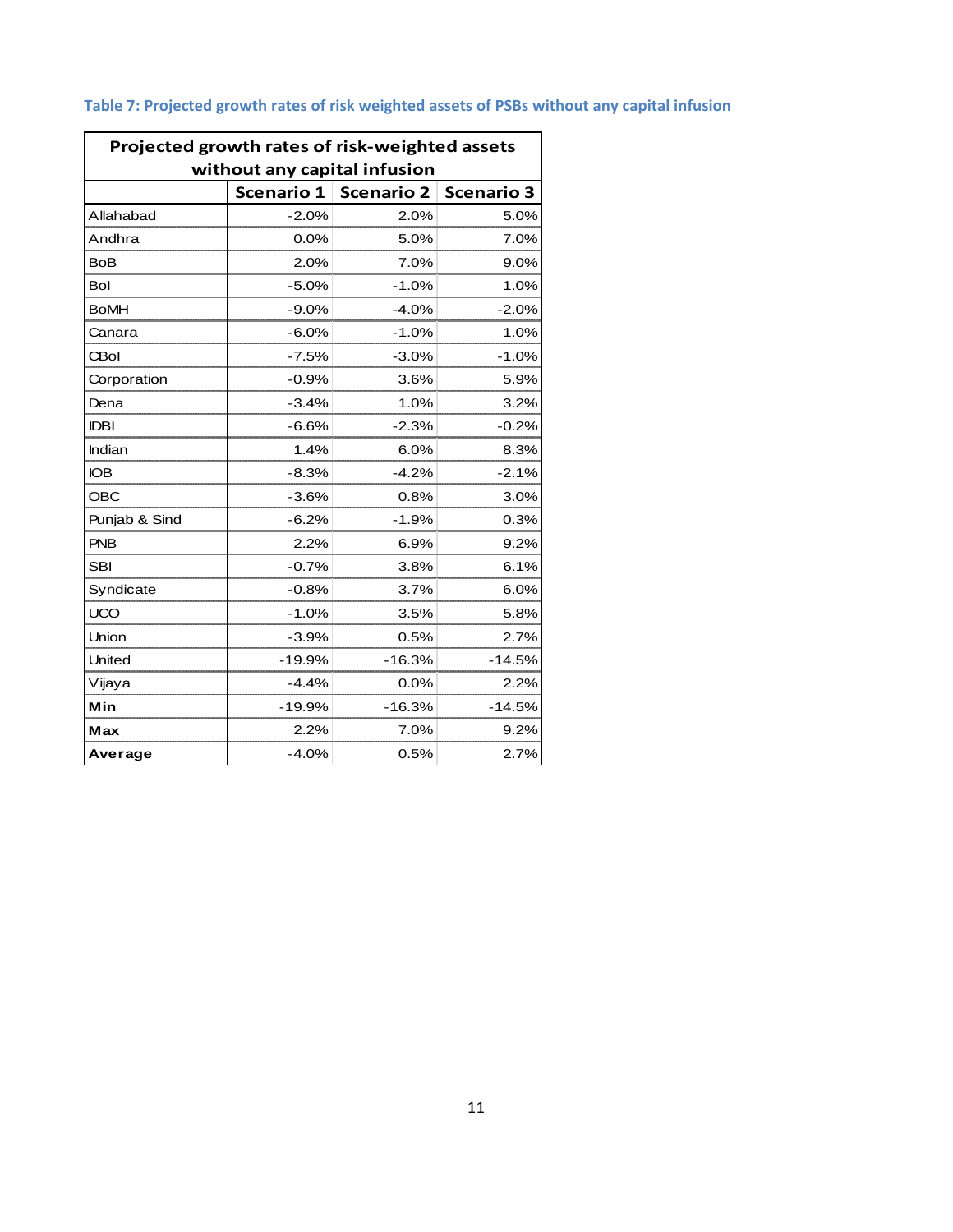**Table 7: Projected growth rates of risk weighted assets of PSBs without any capital infusion**

| Projected growth rates of risk-weighted assets without any capital infusion | | | |
|---|---|---|---|
| | **Scenario 1** | **Scenario 2** | **Scenario 3** |
| Allahabad | -2.0% | 2.0% | 5.0% |
| Andhra | 0.0% | 5.0% | 7.0% |
| BoB | 2.0% | 7.0% | 9.0% |
| BoI | -5.0% | -1.0% | 1.0% |
| BoMH | -9.0% | -4.0% | -2.0% |
| Canara | -6.0% | -1.0% | 1.0% |
| CBoI | -7.5% | -3.0% | -1.0% |
| Corporation | -0.9% | 3.6% | 5.9% |
| Dena | -3.4% | 1.0% | 3.2% |
| IDBI | -6.6% | -2.3% | -0.2% |
| Indian | 1.4% | 6.0% | 8.3% |
| IOB | -8.3% | -4.2% | -2.1% |
| OBC | -3.6% | 0.8% | 3.0% |
| Punjab & Sind | -6.2% | -1.9% | 0.3% |
| PNB | 2.2% | 6.9% | 9.2% |
| SBI | -0.7% | 3.8% | 6.1% |
| Syndicate | -0.8% | 3.7% | 6.0% |
| UCO | -1.0% | 3.5% | 5.8% |
| Union | -3.9% | 0.5% | 2.7% |
| United | -19.9% | -16.3% | -14.5% |
| Vijaya | -4.4% | 0.0% | 2.2% |
| **Min** | -19.9% | -16.3% | -14.5% |
| **Max** | 2.2% | 7.0% | 9.2% |
| **Average** | -4.0% | 0.5% | 2.7% |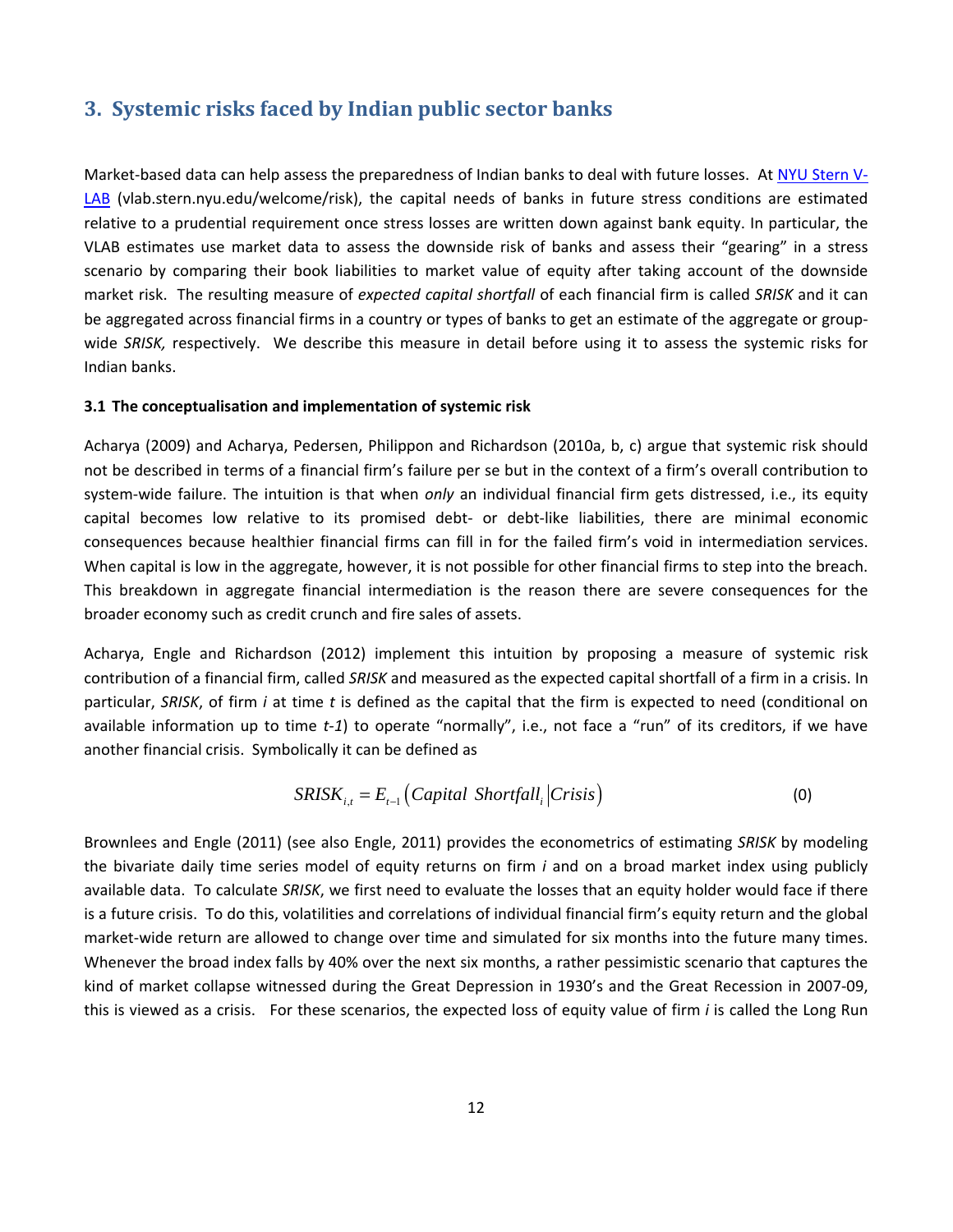## 3. Systemic risks faced by Indian public sector banks

Market-based data can help assess the preparedness of Indian banks to deal with future losses. At [NYU Stern V-LAB](vlab.stern.nyu.edu/welcome/risk) (vlab.stern.nyu.edu/welcome/risk), the capital needs of banks in future stress conditions are estimated relative to a prudential requirement once stress losses are written down against bank equity. In particular, the VLAB estimates use market data to assess the downside risk of banks and assess their "gearing" in a stress scenario by comparing their book liabilities to market value of equity after taking account of the downside market risk. The resulting measure of *expected capital shortfall* of each financial firm is called *SRISK* and it can be aggregated across financial firms in a country or types of banks to get an estimate of the aggregate or group-wide *SRISK,* respectively. We describe this measure in detail before using it to assess the systemic risks for Indian banks.

### 3.1 The conceptualisation and implementation of systemic risk

Acharya (2009) and Acharya, Pedersen, Philippon and Richardson (2010a, b, c) argue that systemic risk should not be described in terms of a financial firm's failure per se but in the context of a firm's overall contribution to system-wide failure. The intuition is that when *only* an individual financial firm gets distressed, i.e., its equity capital becomes low relative to its promised debt- or debt-like liabilities, there are minimal economic consequences because healthier financial firms can fill in for the failed firm's void in intermediation services. When capital is low in the aggregate, however, it is not possible for other financial firms to step into the breach. This breakdown in aggregate financial intermediation is the reason there are severe consequences for the broader economy such as credit crunch and fire sales of assets.

Acharya, Engle and Richardson (2012) implement this intuition by proposing a measure of systemic risk contribution of a financial firm, called *SRISK* and measured as the expected capital shortfall of a firm in a crisis. In particular, *SRISK*, of firm $i$ at time $t$ is defined as the capital that the firm is expected to need (conditional on available information up to time $t$-$1$) to operate "normally", i.e., not face a "run" of its creditors, if we have another financial crisis. Symbolically it can be defined as

$$SRISK_{i,t} = E_{t-1}\left(Capital\ Shortfall_i \middle| Crisis\right) \tag{0}$$

Brownlees and Engle (2011) (see also Engle, 2011) provides the econometrics of estimating *SRISK* by modeling the bivariate daily time series model of equity returns on firm $i$ and on a broad market index using publicly available data. To calculate *SRISK*, we first need to evaluate the losses that an equity holder would face if there is a future crisis. To do this, volatilities and correlations of individual financial firm's equity return and the global market-wide return are allowed to change over time and simulated for six months into the future many times. Whenever the broad index falls by 40% over the next six months, a rather pessimistic scenario that captures the kind of market collapse witnessed during the Great Depression in 1930's and the Great Recession in 2007-09, this is viewed as a crisis. For these scenarios, the expected loss of equity value of firm $i$ is called the Long Run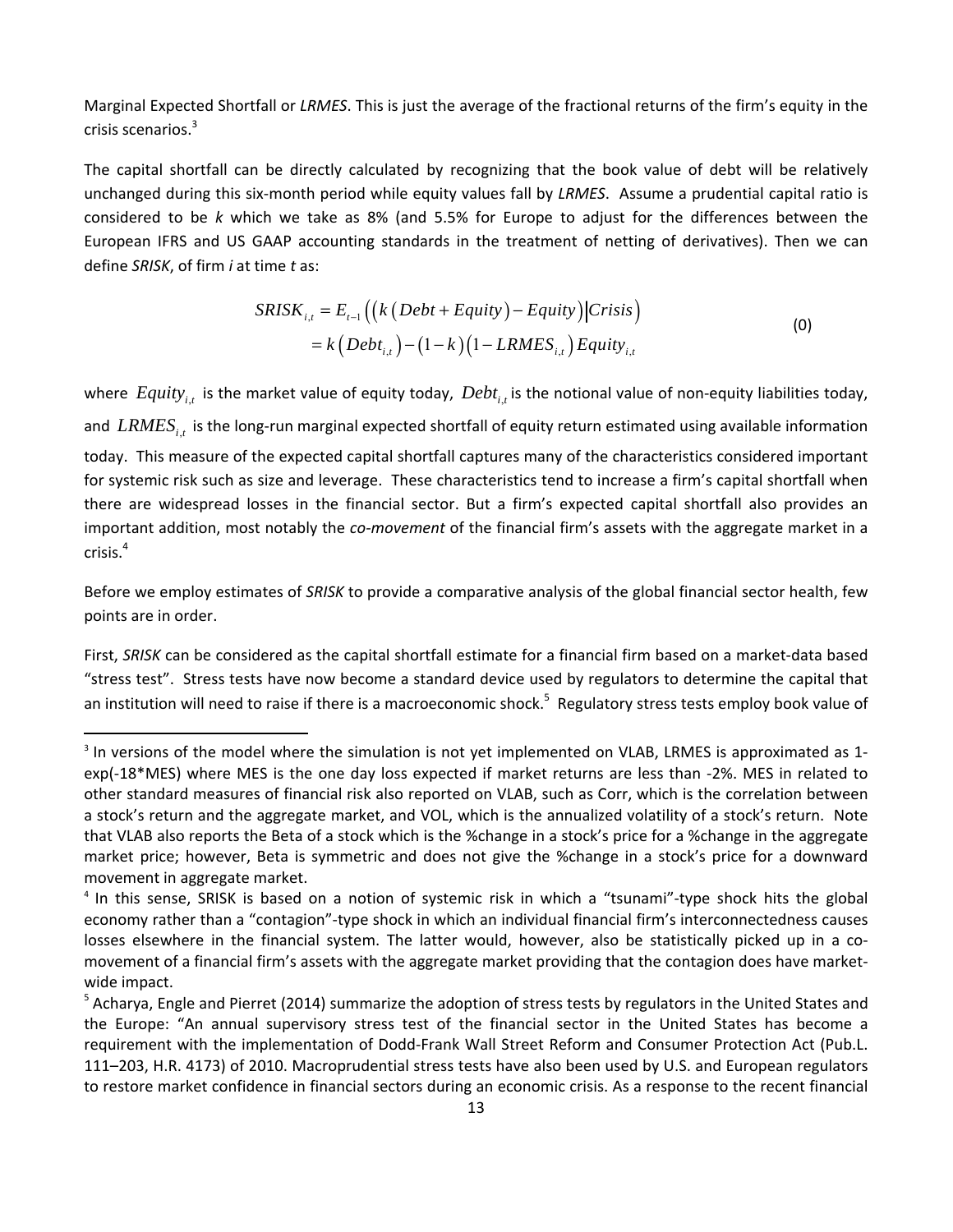Marginal Expected Shortfall or *LRMES*. This is just the average of the fractional returns of the firm's equity in the crisis scenarios.[3]

The capital shortfall can be directly calculated by recognizing that the book value of debt will be relatively unchanged during this six-month period while equity values fall by *LRMES*. Assume a prudential capital ratio is considered to be *k* which we take as 8% (and 5.5% for Europe to adjust for the differences between the European IFRS and US GAAP accounting standards in the treatment of netting of derivatives). Then we can define *SRISK*, of firm *i* at time *t* as:

$$
\begin{aligned}
SRISK_{i,t} &= E_{t-1}\left(\left(k\left(Debt + Equity\right) - Equity\right)\middle|Crisis\right) \\
&= k\left(Debt_{i,t}\right) - \left(1-k\right)\left(1 - LRMES_{i,t}\right)Equity_{i,t}
\end{aligned}
\tag{0}
$$

where $Equity_{i,t}$ is the market value of equity today, $Debt_{i,t}$ is the notional value of non-equity liabilities today, and $LRMES_{i,t}$ is the long-run marginal expected shortfall of equity return estimated using available information today. This measure of the expected capital shortfall captures many of the characteristics considered important for systemic risk such as size and leverage. These characteristics tend to increase a firm's capital shortfall when there are widespread losses in the financial sector. But a firm's expected capital shortfall also provides an important addition, most notably the *co-movement* of the financial firm's assets with the aggregate market in a crisis.[4]

Before we employ estimates of *SRISK* to provide a comparative analysis of the global financial sector health, few points are in order.

First, *SRISK* can be considered as the capital shortfall estimate for a financial firm based on a market-data based "stress test". Stress tests have now become a standard device used by regulators to determine the capital that an institution will need to raise if there is a macroeconomic shock.[5] Regulatory stress tests employ book value of

---

[3] In versions of the model where the simulation is not yet implemented on VLAB, LRMES is approximated as 1-exp(-18*MES) where MES is the one day loss expected if market returns are less than -2%. MES in related to other standard measures of financial risk also reported on VLAB, such as Corr, which is the correlation between a stock's return and the aggregate market, and VOL, which is the annualized volatility of a stock's return. Note that VLAB also reports the Beta of a stock which is the %change in a stock's price for a %change in the aggregate market price; however, Beta is symmetric and does not give the %change in a stock's price for a downward movement in aggregate market.

[4] In this sense, SRISK is based on a notion of systemic risk in which a "tsunami"-type shock hits the global economy rather than a "contagion"-type shock in which an individual financial firm's interconnectedness causes losses elsewhere in the financial system. The latter would, however, also be statistically picked up in a co-movement of a financial firm's assets with the aggregate market providing that the contagion does have market-wide impact.

[5] Acharya, Engle and Pierret (2014) summarize the adoption of stress tests by regulators in the United States and the Europe: "An annual supervisory stress test of the financial sector in the United States has become a requirement with the implementation of Dodd-Frank Wall Street Reform and Consumer Protection Act (Pub.L. 111–203, H.R. 4173) of 2010. Macroprudential stress tests have also been used by U.S. and European regulators to restore market confidence in financial sectors during an economic crisis. As a response to the recent financial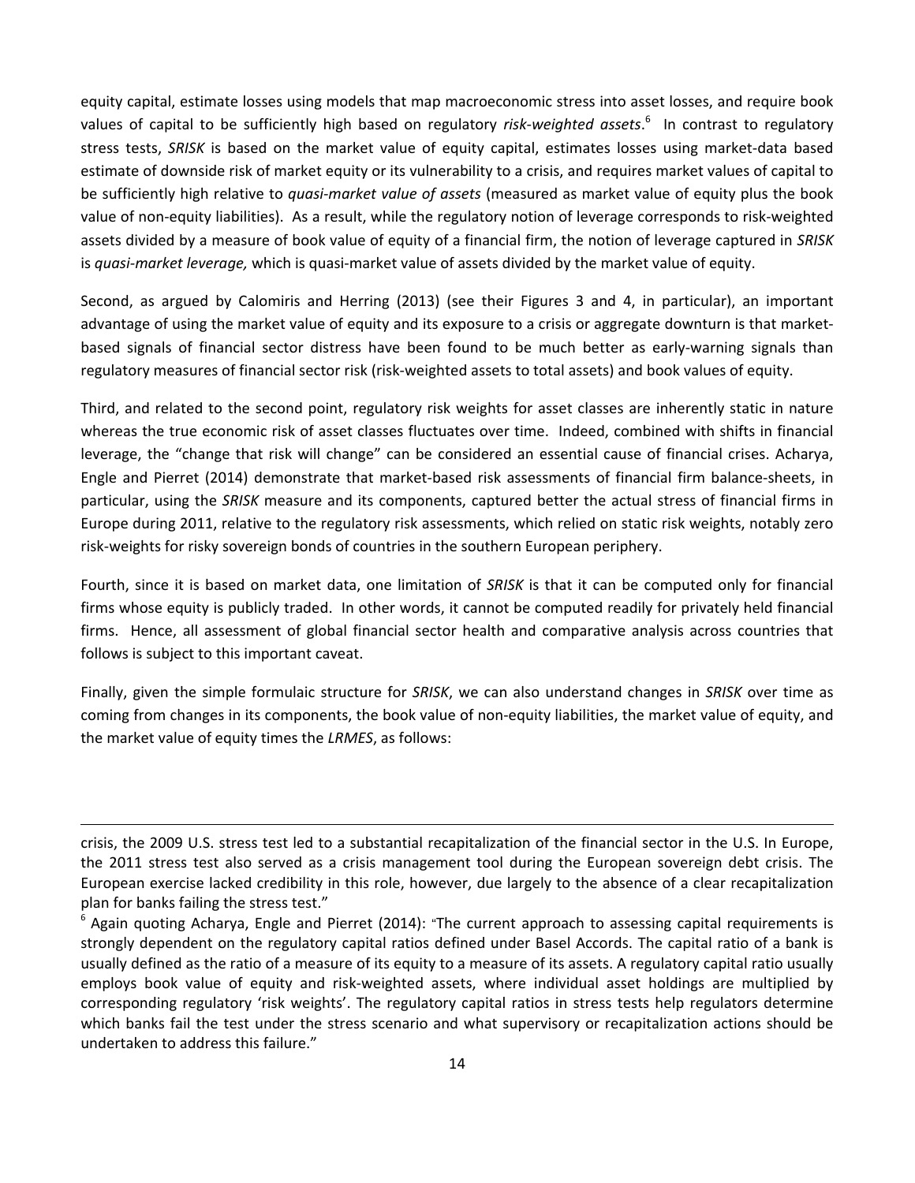equity capital, estimate losses using models that map macroeconomic stress into asset losses, and require book values of capital to be sufficiently high based on regulatory *risk-weighted assets*.[6] In contrast to regulatory stress tests, *SRISK* is based on the market value of equity capital, estimates losses using market-data based estimate of downside risk of market equity or its vulnerability to a crisis, and requires market values of capital to be sufficiently high relative to *quasi-market value of assets* (measured as market value of equity plus the book value of non-equity liabilities). As a result, while the regulatory notion of leverage corresponds to risk-weighted assets divided by a measure of book value of equity of a financial firm, the notion of leverage captured in *SRISK* is *quasi-market leverage,* which is quasi-market value of assets divided by the market value of equity.

Second, as argued by Calomiris and Herring (2013) (see their Figures 3 and 4, in particular), an important advantage of using the market value of equity and its exposure to a crisis or aggregate downturn is that market-based signals of financial sector distress have been found to be much better as early-warning signals than regulatory measures of financial sector risk (risk-weighted assets to total assets) and book values of equity.

Third, and related to the second point, regulatory risk weights for asset classes are inherently static in nature whereas the true economic risk of asset classes fluctuates over time. Indeed, combined with shifts in financial leverage, the "change that risk will change" can be considered an essential cause of financial crises. Acharya, Engle and Pierret (2014) demonstrate that market-based risk assessments of financial firm balance-sheets, in particular, using the *SRISK* measure and its components, captured better the actual stress of financial firms in Europe during 2011, relative to the regulatory risk assessments, which relied on static risk weights, notably zero risk-weights for risky sovereign bonds of countries in the southern European periphery.

Fourth, since it is based on market data, one limitation of *SRISK* is that it can be computed only for financial firms whose equity is publicly traded. In other words, it cannot be computed readily for privately held financial firms. Hence, all assessment of global financial sector health and comparative analysis across countries that follows is subject to this important caveat.

Finally, given the simple formulaic structure for *SRISK*, we can also understand changes in *SRISK* over time as coming from changes in its components, the book value of non-equity liabilities, the market value of equity, and the market value of equity times the *LRMES*, as follows:

---

crisis, the 2009 U.S. stress test led to a substantial recapitalization of the financial sector in the U.S. In Europe, the 2011 stress test also served as a crisis management tool during the European sovereign debt crisis. The European exercise lacked credibility in this role, however, due largely to the absence of a clear recapitalization plan for banks failing the stress test."

[6] Again quoting Acharya, Engle and Pierret (2014): "The current approach to assessing capital requirements is strongly dependent on the regulatory capital ratios defined under Basel Accords. The capital ratio of a bank is usually defined as the ratio of a measure of its equity to a measure of its assets. A regulatory capital ratio usually employs book value of equity and risk-weighted assets, where individual asset holdings are multiplied by corresponding regulatory 'risk weights'. The regulatory capital ratios in stress tests help regulators determine which banks fail the test under the stress scenario and what supervisory or recapitalization actions should be undertaken to address this failure."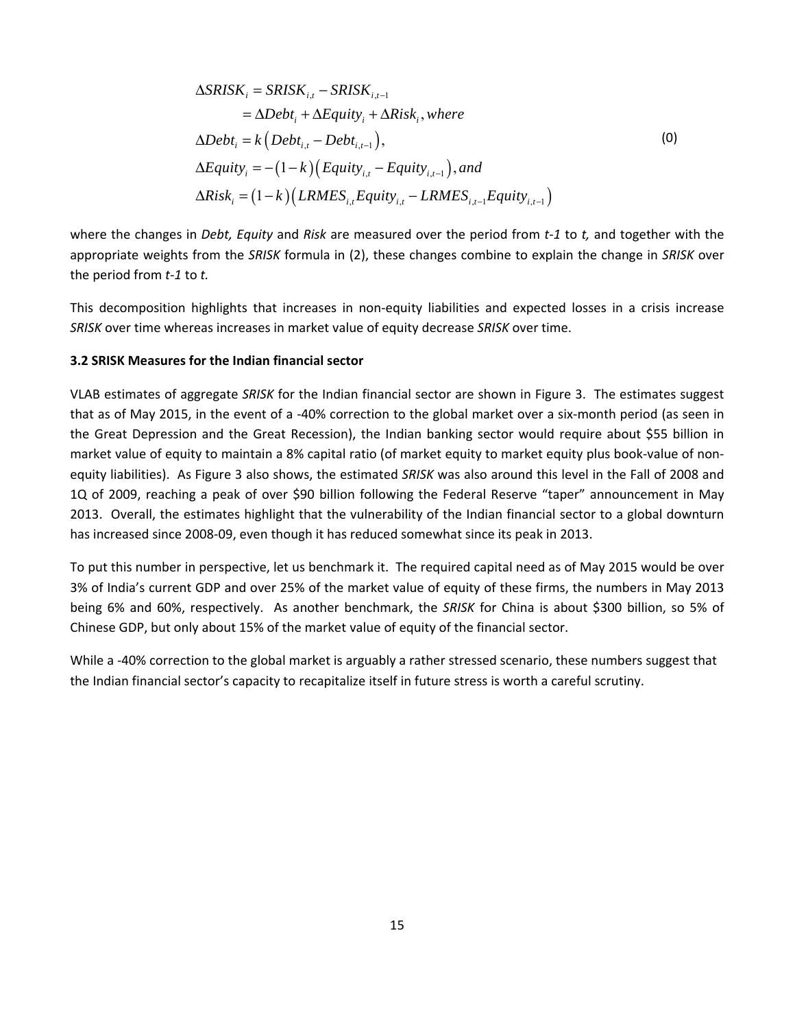$$
\begin{aligned}
\Delta SRISK_i &= SRISK_{i,t} - SRISK_{i,t-1} \\
&= \Delta Debt_i + \Delta Equity_i + \Delta Risk_i, \textit{ where} \\
\Delta Debt_i &= k\left(Debt_{i,t} - Debt_{i,t-1}\right), \\
\Delta Equity_i &= -(1-k)\left(Equity_{i,t} - Equity_{i,t-1}\right), \textit{and} \\
\Delta Risk_i &= (1-k)\left(LRMES_{i,t} Equity_{i,t} - LRMES_{i,t-1} Equity_{i,t-1}\right)
\end{aligned} \tag{0}
$$

where the changes in *Debt, Equity* and *Risk* are measured over the period from *t-1* to *t,* and together with the appropriate weights from the *SRISK* formula in (2), these changes combine to explain the change in *SRISK* over the period from *t-1* to *t.*

This decomposition highlights that increases in non-equity liabilities and expected losses in a crisis increase *SRISK* over time whereas increases in market value of equity decrease *SRISK* over time.

**3.2 SRISK Measures for the Indian financial sector**

VLAB estimates of aggregate *SRISK* for the Indian financial sector are shown in Figure 3. The estimates suggest that as of May 2015, in the event of a -40% correction to the global market over a six-month period (as seen in the Great Depression and the Great Recession), the Indian banking sector would require about \$55 billion in market value of equity to maintain a 8% capital ratio (of market equity to market equity plus book-value of non-equity liabilities). As Figure 3 also shows, the estimated *SRISK* was also around this level in the Fall of 2008 and 1Q of 2009, reaching a peak of over \$90 billion following the Federal Reserve "taper" announcement in May 2013. Overall, the estimates highlight that the vulnerability of the Indian financial sector to a global downturn has increased since 2008-09, even though it has reduced somewhat since its peak in 2013.

To put this number in perspective, let us benchmark it. The required capital need as of May 2015 would be over 3% of India's current GDP and over 25% of the market value of equity of these firms, the numbers in May 2013 being 6% and 60%, respectively. As another benchmark, the *SRISK* for China is about \$300 billion, so 5% of Chinese GDP, but only about 15% of the market value of equity of the financial sector.

While a -40% correction to the global market is arguably a rather stressed scenario, these numbers suggest that the Indian financial sector's capacity to recapitalize itself in future stress is worth a careful scrutiny.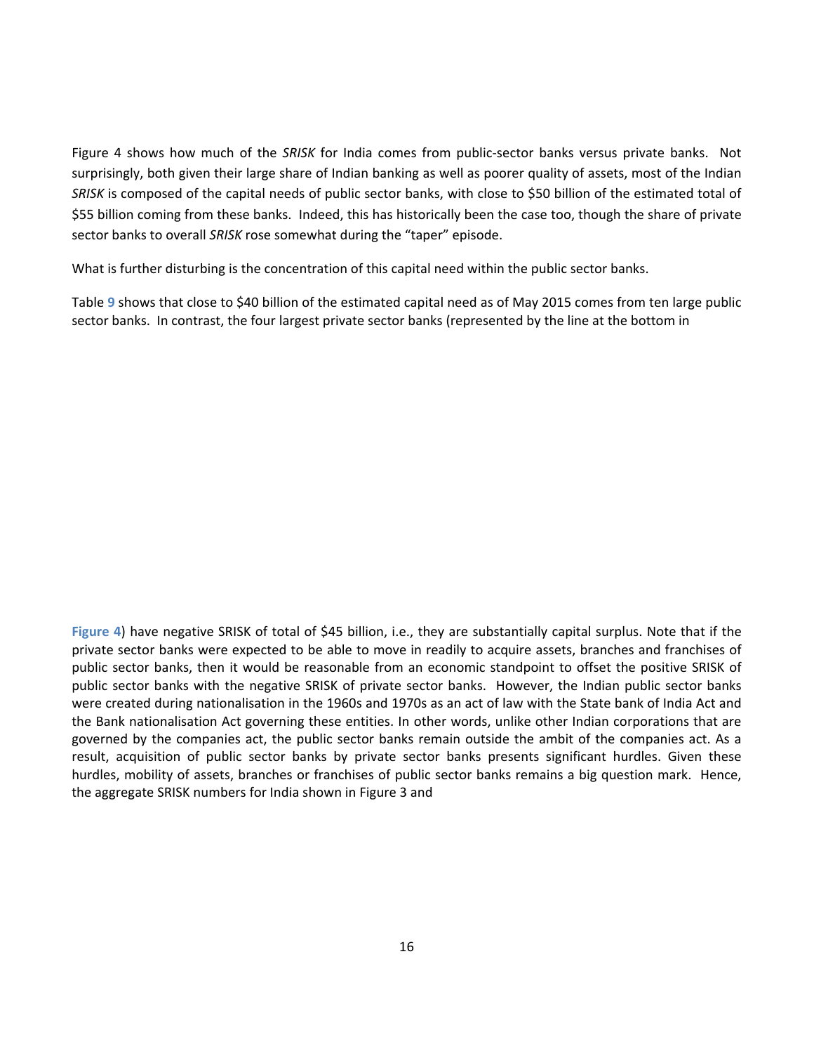Figure 4 shows how much of the *SRISK* for India comes from public-sector banks versus private banks. Not surprisingly, both given their large share of Indian banking as well as poorer quality of assets, most of the Indian *SRISK* is composed of the capital needs of public sector banks, with close to $50 billion of the estimated total of $55 billion coming from these banks. Indeed, this has historically been the case too, though the share of private sector banks to overall *SRISK* rose somewhat during the "taper" episode.

What is further disturbing is the concentration of this capital need within the public sector banks.

Table 9 shows that close to $40 billion of the estimated capital need as of May 2015 comes from ten large public sector banks. In contrast, the four largest private sector banks (represented by the line at the bottom in

Figure 4) have negative SRISK of total of $45 billion, i.e., they are substantially capital surplus. Note that if the private sector banks were expected to be able to move in readily to acquire assets, branches and franchises of public sector banks, then it would be reasonable from an economic standpoint to offset the positive SRISK of public sector banks with the negative SRISK of private sector banks. However, the Indian public sector banks were created during nationalisation in the 1960s and 1970s as an act of law with the State bank of India Act and the Bank nationalisation Act governing these entities. In other words, unlike other Indian corporations that are governed by the companies act, the public sector banks remain outside the ambit of the companies act. As a result, acquisition of public sector banks by private sector banks presents significant hurdles. Given these hurdles, mobility of assets, branches or franchises of public sector banks remains a big question mark. Hence, the aggregate SRISK numbers for India shown in Figure 3 and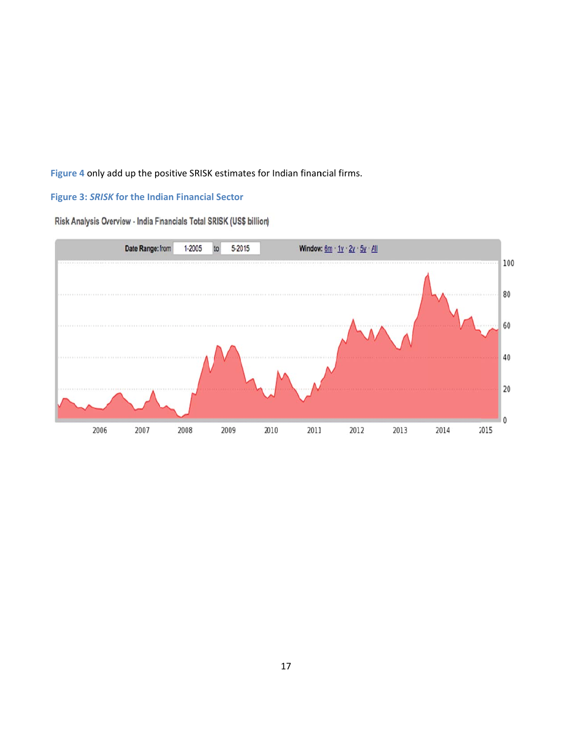Figure 4 only add up the positive SRISK estimates for Indian financial firms.

**Figure 3: *SRISK* for the Indian Financial Sector**

Risk Analysis Overview - India Financials Total SRISK (US$ billion)

Date Range: from 1-2005 to 5-2015

Window: 6m · 1y · 2y · 5y · All

100
80
60
40
20
0

2006 2007 2008 2009 2010 2011 2012 2013 2014 2015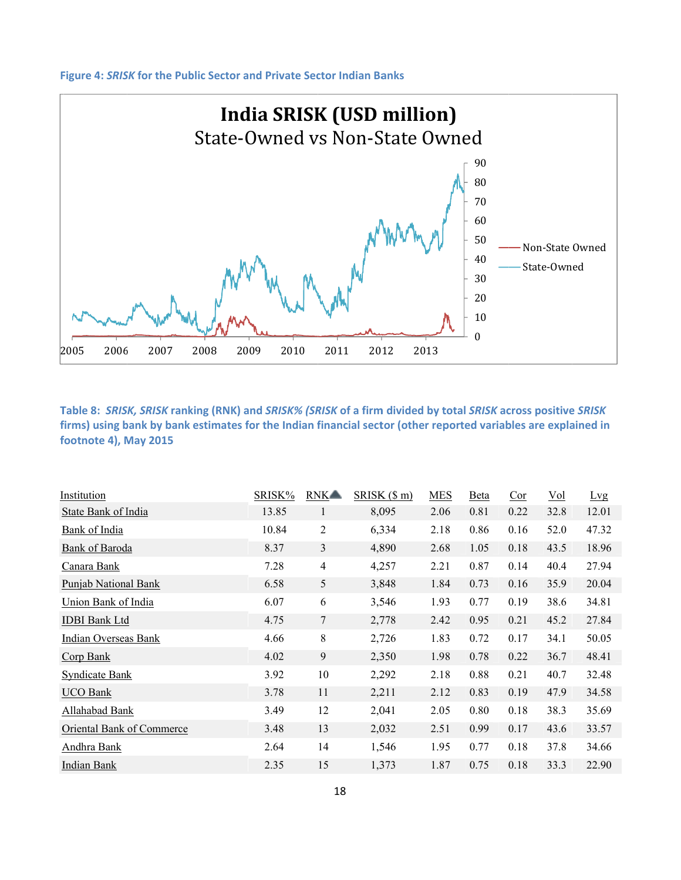**Figure 4: *SRISK* for the Public Sector and Private Sector Indian Banks**

India SRISK (USD million)
State-Owned vs Non-State Owned

90
80
70
60
50
40
30
20
10
0

2005 2006 2007 2008 2009 2010 2011 2012 2013

Non-State Owned
State-Owned

**Table 8: *SRISK, SRISK* ranking (RNK) and *SRISK% (SRISK* of a firm divided by total *SRISK* across positive *SRISK* firms) using bank by bank estimates for the Indian financial sector (other reported variables are explained in footnote 4), May 2015**

| Institution | SRISK% | RNK | SRISK ($ m) | MES | Beta | Cor | Vol | Lvg |
|---|---|---|---|---|---|---|---|---|
| State Bank of India | 13.85 | 1 | 8,095 | 2.06 | 0.81 | 0.22 | 32.8 | 12.01 |
| Bank of India | 10.84 | 2 | 6,334 | 2.18 | 0.86 | 0.16 | 52.0 | 47.32 |
| Bank of Baroda | 8.37 | 3 | 4,890 | 2.68 | 1.05 | 0.18 | 43.5 | 18.96 |
| Canara Bank | 7.28 | 4 | 4,257 | 2.21 | 0.87 | 0.14 | 40.4 | 27.94 |
| Punjab National Bank | 6.58 | 5 | 3,848 | 1.84 | 0.73 | 0.16 | 35.9 | 20.04 |
| Union Bank of India | 6.07 | 6 | 3,546 | 1.93 | 0.77 | 0.19 | 38.6 | 34.81 |
| IDBI Bank Ltd | 4.75 | 7 | 2,778 | 2.42 | 0.95 | 0.21 | 45.2 | 27.84 |
| Indian Overseas Bank | 4.66 | 8 | 2,726 | 1.83 | 0.72 | 0.17 | 34.1 | 50.05 |
| Corp Bank | 4.02 | 9 | 2,350 | 1.98 | 0.78 | 0.22 | 36.7 | 48.41 |
| Syndicate Bank | 3.92 | 10 | 2,292 | 2.18 | 0.88 | 0.21 | 40.7 | 32.48 |
| UCO Bank | 3.78 | 11 | 2,211 | 2.12 | 0.83 | 0.19 | 47.9 | 34.58 |
| Allahabad Bank | 3.49 | 12 | 2,041 | 2.05 | 0.80 | 0.18 | 38.3 | 35.69 |
| Oriental Bank of Commerce | 3.48 | 13 | 2,032 | 2.51 | 0.99 | 0.17 | 43.6 | 33.57 |
| Andhra Bank | 2.64 | 14 | 1,546 | 1.95 | 0.77 | 0.18 | 37.8 | 34.66 |
| Indian Bank | 2.35 | 15 | 1,373 | 1.87 | 0.75 | 0.18 | 33.3 | 22.90 |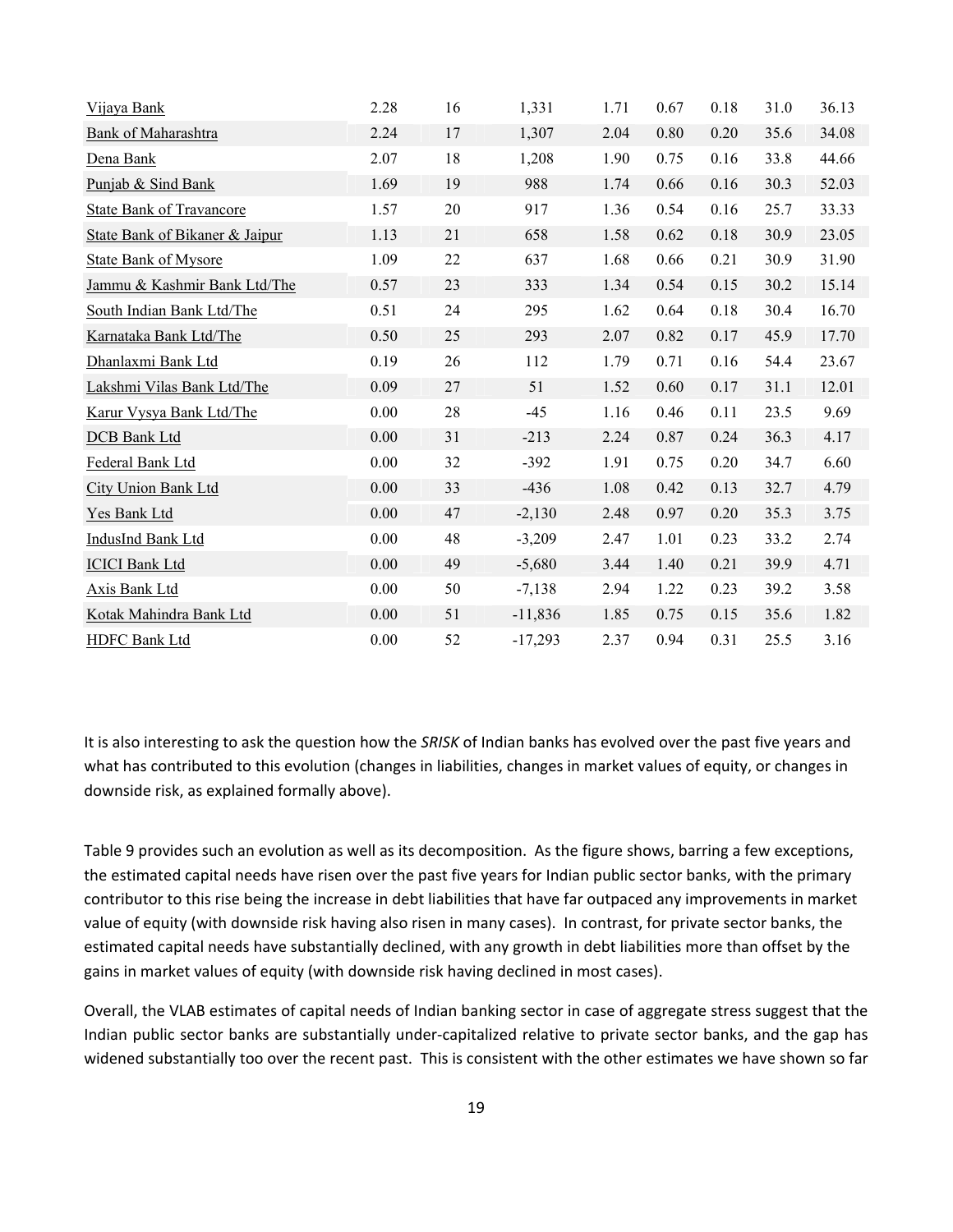| | | | | | | | | |
|---|---|---|---|---|---|---|---|---|
| Vijaya Bank | 2.28 | 16 | 1,331 | 1.71 | 0.67 | 0.18 | 31.0 | 36.13 |
| Bank of Maharashtra | 2.24 | 17 | 1,307 | 2.04 | 0.80 | 0.20 | 35.6 | 34.08 |
| Dena Bank | 2.07 | 18 | 1,208 | 1.90 | 0.75 | 0.16 | 33.8 | 44.66 |
| Punjab & Sind Bank | 1.69 | 19 | 988 | 1.74 | 0.66 | 0.16 | 30.3 | 52.03 |
| State Bank of Travancore | 1.57 | 20 | 917 | 1.36 | 0.54 | 0.16 | 25.7 | 33.33 |
| State Bank of Bikaner & Jaipur | 1.13 | 21 | 658 | 1.58 | 0.62 | 0.18 | 30.9 | 23.05 |
| State Bank of Mysore | 1.09 | 22 | 637 | 1.68 | 0.66 | 0.21 | 30.9 | 31.90 |
| Jammu & Kashmir Bank Ltd/The | 0.57 | 23 | 333 | 1.34 | 0.54 | 0.15 | 30.2 | 15.14 |
| South Indian Bank Ltd/The | 0.51 | 24 | 295 | 1.62 | 0.64 | 0.18 | 30.4 | 16.70 |
| Karnataka Bank Ltd/The | 0.50 | 25 | 293 | 2.07 | 0.82 | 0.17 | 45.9 | 17.70 |
| Dhanlaxmi Bank Ltd | 0.19 | 26 | 112 | 1.79 | 0.71 | 0.16 | 54.4 | 23.67 |
| Lakshmi Vilas Bank Ltd/The | 0.09 | 27 | 51 | 1.52 | 0.60 | 0.17 | 31.1 | 12.01 |
| Karur Vysya Bank Ltd/The | 0.00 | 28 | -45 | 1.16 | 0.46 | 0.11 | 23.5 | 9.69 |
| DCB Bank Ltd | 0.00 | 31 | -213 | 2.24 | 0.87 | 0.24 | 36.3 | 4.17 |
| Federal Bank Ltd | 0.00 | 32 | -392 | 1.91 | 0.75 | 0.20 | 34.7 | 6.60 |
| City Union Bank Ltd | 0.00 | 33 | -436 | 1.08 | 0.42 | 0.13 | 32.7 | 4.79 |
| Yes Bank Ltd | 0.00 | 47 | -2,130 | 2.48 | 0.97 | 0.20 | 35.3 | 3.75 |
| IndusInd Bank Ltd | 0.00 | 48 | -3,209 | 2.47 | 1.01 | 0.23 | 33.2 | 2.74 |
| ICICI Bank Ltd | 0.00 | 49 | -5,680 | 3.44 | 1.40 | 0.21 | 39.9 | 4.71 |
| Axis Bank Ltd | 0.00 | 50 | -7,138 | 2.94 | 1.22 | 0.23 | 39.2 | 3.58 |
| Kotak Mahindra Bank Ltd | 0.00 | 51 | -11,836 | 1.85 | 0.75 | 0.15 | 35.6 | 1.82 |
| HDFC Bank Ltd | 0.00 | 52 | -17,293 | 2.37 | 0.94 | 0.31 | 25.5 | 3.16 |

It is also interesting to ask the question how the *SRISK* of Indian banks has evolved over the past five years and what has contributed to this evolution (changes in liabilities, changes in market values of equity, or changes in downside risk, as explained formally above).

Table 9 provides such an evolution as well as its decomposition. As the figure shows, barring a few exceptions, the estimated capital needs have risen over the past five years for Indian public sector banks, with the primary contributor to this rise being the increase in debt liabilities that have far outpaced any improvements in market value of equity (with downside risk having also risen in many cases). In contrast, for private sector banks, the estimated capital needs have substantially declined, with any growth in debt liabilities more than offset by the gains in market values of equity (with downside risk having declined in most cases).

Overall, the VLAB estimates of capital needs of Indian banking sector in case of aggregate stress suggest that the Indian public sector banks are substantially under-capitalized relative to private sector banks, and the gap has widened substantially too over the recent past. This is consistent with the other estimates we have shown so far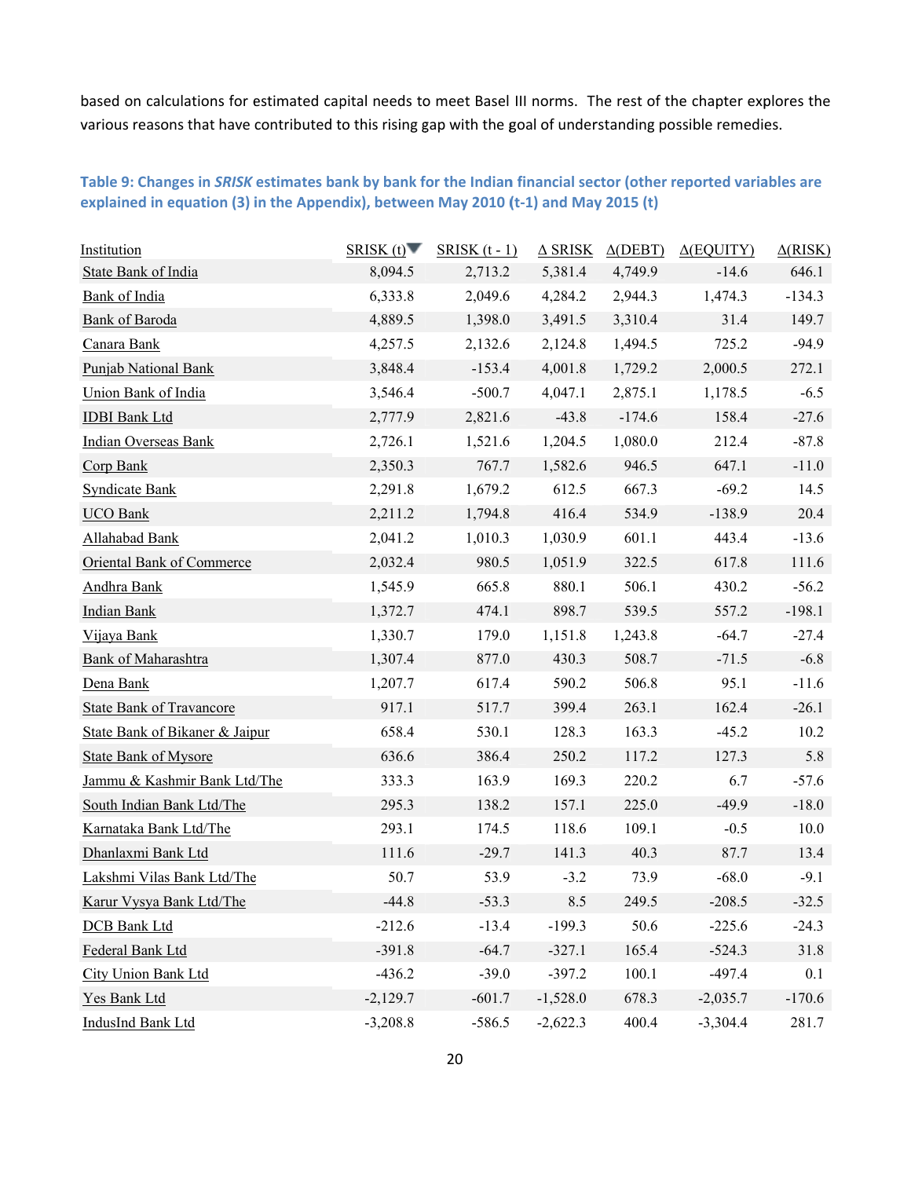based on calculations for estimated capital needs to meet Basel III norms. The rest of the chapter explores the various reasons that have contributed to this rising gap with the goal of understanding possible remedies.

**Table 9: Changes in *SRISK* estimates bank by bank for the Indian financial sector (other reported variables are explained in equation (3) in the Appendix), between May 2010 (t-1) and May 2015 (t)**

| Institution | SRISK (t) | SRISK (t - 1) | Δ SRISK | Δ(DEBT) | Δ(EQUITY) | Δ(RISK) |
|---|---|---|---|---|---|---|
| State Bank of India | 8,094.5 | 2,713.2 | 5,381.4 | 4,749.9 | -14.6 | 646.1 |
| Bank of India | 6,333.8 | 2,049.6 | 4,284.2 | 2,944.3 | 1,474.3 | -134.3 |
| Bank of Baroda | 4,889.5 | 1,398.0 | 3,491.5 | 3,310.4 | 31.4 | 149.7 |
| Canara Bank | 4,257.5 | 2,132.6 | 2,124.8 | 1,494.5 | 725.2 | -94.9 |
| Punjab National Bank | 3,848.4 | -153.4 | 4,001.8 | 1,729.2 | 2,000.5 | 272.1 |
| Union Bank of India | 3,546.4 | -500.7 | 4,047.1 | 2,875.1 | 1,178.5 | -6.5 |
| IDBI Bank Ltd | 2,777.9 | 2,821.6 | -43.8 | -174.6 | 158.4 | -27.6 |
| Indian Overseas Bank | 2,726.1 | 1,521.6 | 1,204.5 | 1,080.0 | 212.4 | -87.8 |
| Corp Bank | 2,350.3 | 767.7 | 1,582.6 | 946.5 | 647.1 | -11.0 |
| Syndicate Bank | 2,291.8 | 1,679.2 | 612.5 | 667.3 | -69.2 | 14.5 |
| UCO Bank | 2,211.2 | 1,794.8 | 416.4 | 534.9 | -138.9 | 20.4 |
| Allahabad Bank | 2,041.2 | 1,010.3 | 1,030.9 | 601.1 | 443.4 | -13.6 |
| Oriental Bank of Commerce | 2,032.4 | 980.5 | 1,051.9 | 322.5 | 617.8 | 111.6 |
| Andhra Bank | 1,545.9 | 665.8 | 880.1 | 506.1 | 430.2 | -56.2 |
| Indian Bank | 1,372.7 | 474.1 | 898.7 | 539.5 | 557.2 | -198.1 |
| Vijaya Bank | 1,330.7 | 179.0 | 1,151.8 | 1,243.8 | -64.7 | -27.4 |
| Bank of Maharashtra | 1,307.4 | 877.0 | 430.3 | 508.7 | -71.5 | -6.8 |
| Dena Bank | 1,207.7 | 617.4 | 590.2 | 506.8 | 95.1 | -11.6 |
| State Bank of Travancore | 917.1 | 517.7 | 399.4 | 263.1 | 162.4 | -26.1 |
| State Bank of Bikaner & Jaipur | 658.4 | 530.1 | 128.3 | 163.3 | -45.2 | 10.2 |
| State Bank of Mysore | 636.6 | 386.4 | 250.2 | 117.2 | 127.3 | 5.8 |
| Jammu & Kashmir Bank Ltd/The | 333.3 | 163.9 | 169.3 | 220.2 | 6.7 | -57.6 |
| South Indian Bank Ltd/The | 295.3 | 138.2 | 157.1 | 225.0 | -49.9 | -18.0 |
| Karnataka Bank Ltd/The | 293.1 | 174.5 | 118.6 | 109.1 | -0.5 | 10.0 |
| Dhanlaxmi Bank Ltd | 111.6 | -29.7 | 141.3 | 40.3 | 87.7 | 13.4 |
| Lakshmi Vilas Bank Ltd/The | 50.7 | 53.9 | -3.2 | 73.9 | -68.0 | -9.1 |
| Karur Vysya Bank Ltd/The | -44.8 | -53.3 | 8.5 | 249.5 | -208.5 | -32.5 |
| DCB Bank Ltd | -212.6 | -13.4 | -199.3 | 50.6 | -225.6 | -24.3 |
| Federal Bank Ltd | -391.8 | -64.7 | -327.1 | 165.4 | -524.3 | 31.8 |
| City Union Bank Ltd | -436.2 | -39.0 | -397.2 | 100.1 | -497.4 | 0.1 |
| Yes Bank Ltd | -2,129.7 | -601.7 | -1,528.0 | 678.3 | -2,035.7 | -170.6 |
| IndusInd Bank Ltd | -3,208.8 | -586.5 | -2,622.3 | 400.4 | -3,304.4 | 281.7 |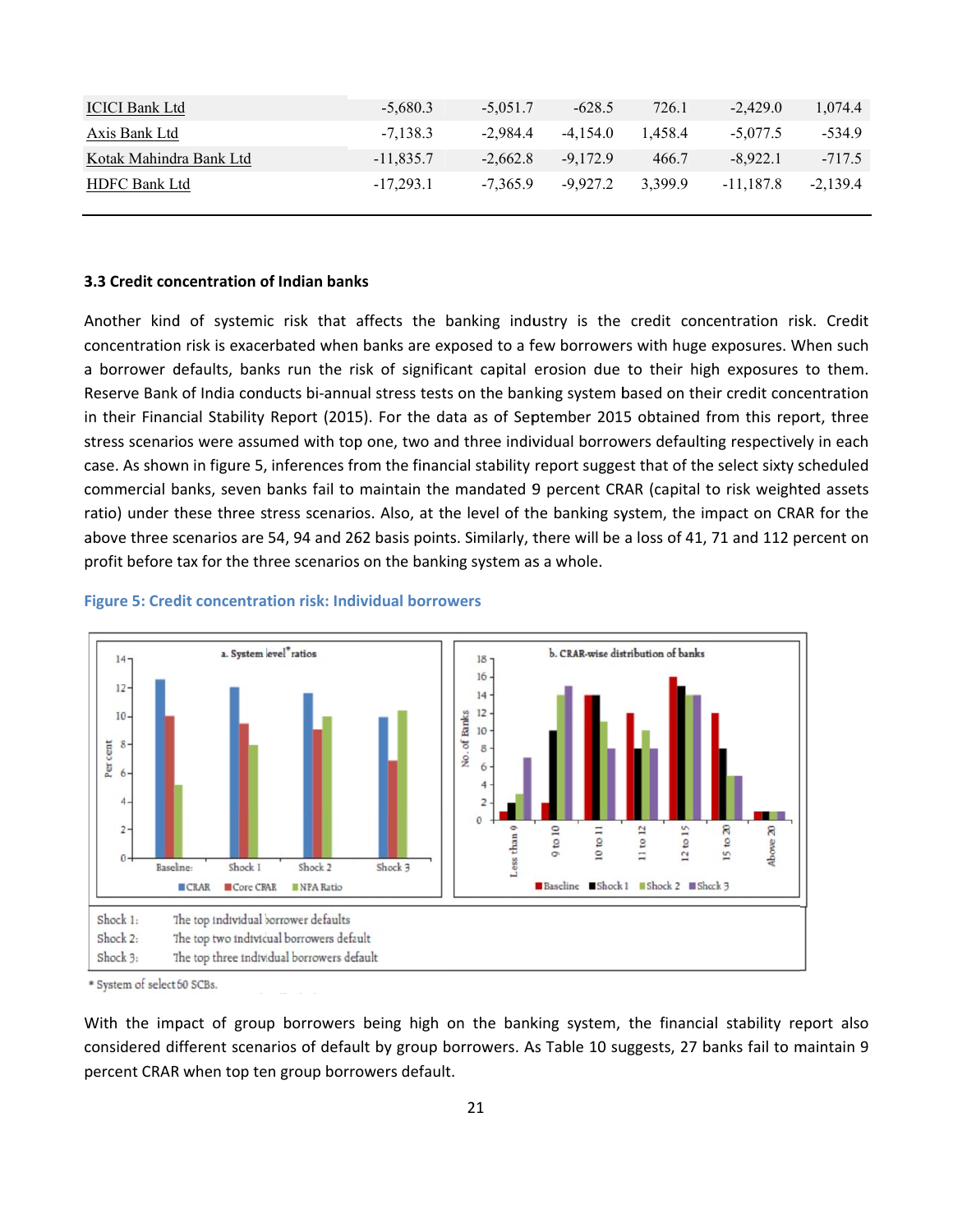| | | | | | | |
|---|---|---|---|---|---|---|
| ICICI Bank Ltd | -5,680.3 | -5,051.7 | -628.5 | 726.1 | -2,429.0 | 1,074.4 |
| Axis Bank Ltd | -7,138.3 | -2,984.4 | -4,154.0 | 1,458.4 | -5,077.5 | -534.9 |
| Kotak Mahindra Bank Ltd | -11,835.7 | -2,662.8 | -9,172.9 | 466.7 | -8,922.1 | -717.5 |
| HDFC Bank Ltd | -17,293.1 | -7,365.9 | -9,927.2 | 3,399.9 | -11,187.8 | -2,139.4 |

### 3.3 Credit concentration of Indian banks

Another kind of systemic risk that affects the banking industry is the credit concentration risk. Credit concentration risk is exacerbated when banks are exposed to a few borrowers with huge exposures. When such a borrower defaults, banks run the risk of significant capital erosion due to their high exposures to them. Reserve Bank of India conducts bi-annual stress tests on the banking system based on their credit concentration in their Financial Stability Report (2015). For the data as of September 2015 obtained from this report, three stress scenarios were assumed with top one, two and three individual borrowers defaulting respectively in each case. As shown in figure 5, inferences from the financial stability report suggest that of the select sixty scheduled commercial banks, seven banks fail to maintain the mandated 9 percent CRAR (capital to risk weighted assets ratio) under these three stress scenarios. Also, at the level of the banking system, the impact on CRAR for the above three scenarios are 54, 94 and 262 basis points. Similarly, there will be a loss of 41, 71 and 112 percent on profit before tax for the three scenarios on the banking system as a whole.

**Figure 5: Credit concentration risk: Individual borrowers**

a. System level* ratios

Per cent

0, 2, 4, 6, 8, 10, 12, 14

Baseline, Shock 1, Shock 2, Shock 3

CRAR, Core CRAR, NPA Ratio

b. CRAR-wise distribution of banks

No. of Banks

0, 2, 4, 6, 8, 10, 12, 14, 16, 18

Less than 9, 9 to 10, 10 to 11, 11 to 12, 12 to 15, 15 to 20, Above 20

Baseline, Shock 1, Shock 2, Shock 3

Shock 1: The top individual borrower defaults

Shock 2: The top two individual borrowers default

Shock 3: The top three individual borrowers default

* System of select 60 SCBs.

With the impact of group borrowers being high on the banking system, the financial stability report also considered different scenarios of default by group borrowers. As Table 10 suggests, 27 banks fail to maintain 9 percent CRAR when top ten group borrowers default.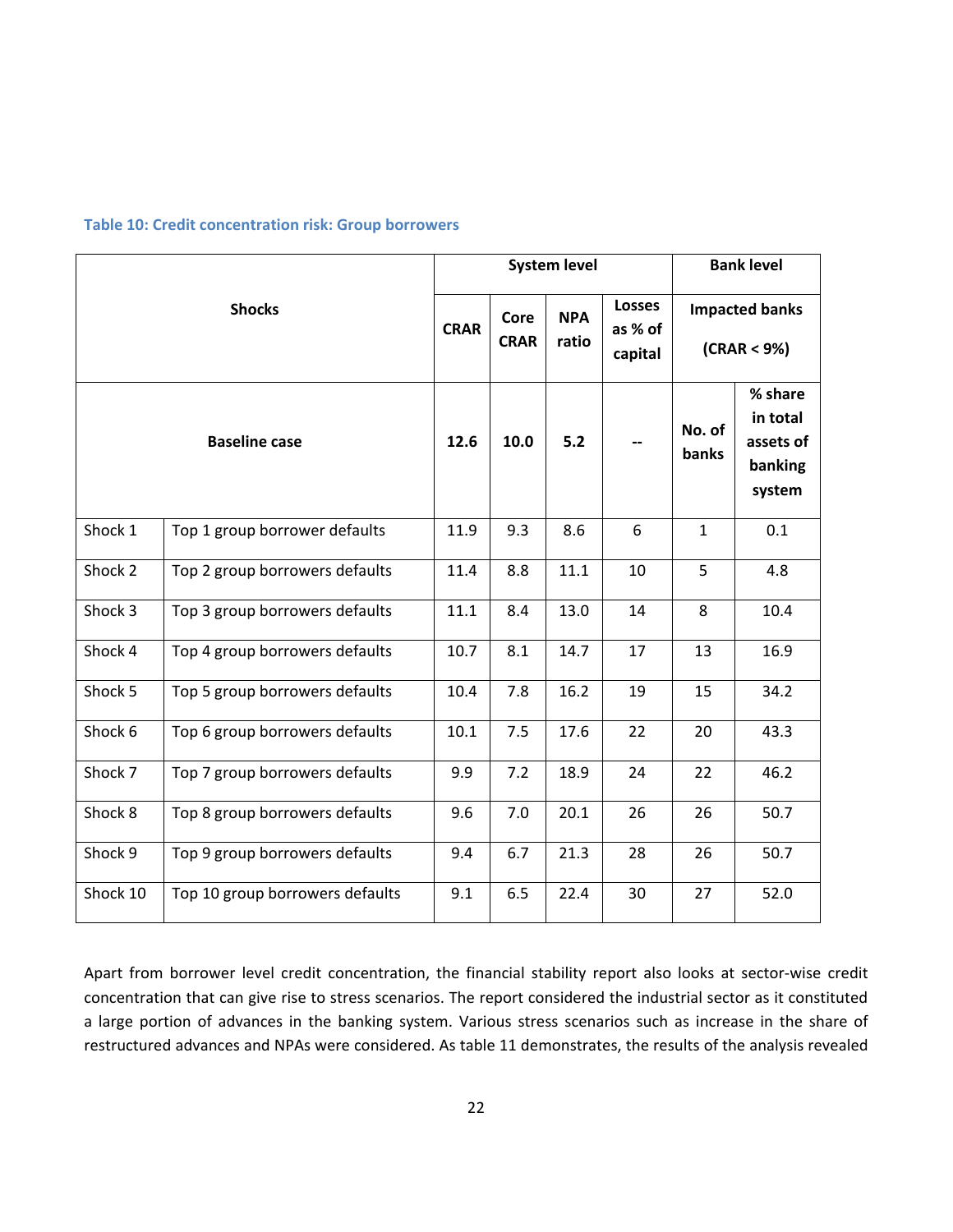**Table 10: Credit concentration risk: Group borrowers**

| Shocks | | System level | | | | Bank level | |
|---|---|---|---|---|---|---|---|
| | | CRAR | Core CRAR | NPA ratio | Losses as % of capital | Impacted banks (CRAR < 9%) | |
| Baseline case | | **12.6** | **10.0** | **5.2** | -- | No. of banks | % share in total assets of banking system |
| Shock 1 | Top 1 group borrower defaults | 11.9 | 9.3 | 8.6 | 6 | 1 | 0.1 |
| Shock 2 | Top 2 group borrowers defaults | 11.4 | 8.8 | 11.1 | 10 | 5 | 4.8 |
| Shock 3 | Top 3 group borrowers defaults | 11.1 | 8.4 | 13.0 | 14 | 8 | 10.4 |
| Shock 4 | Top 4 group borrowers defaults | 10.7 | 8.1 | 14.7 | 17 | 13 | 16.9 |
| Shock 5 | Top 5 group borrowers defaults | 10.4 | 7.8 | 16.2 | 19 | 15 | 34.2 |
| Shock 6 | Top 6 group borrowers defaults | 10.1 | 7.5 | 17.6 | 22 | 20 | 43.3 |
| Shock 7 | Top 7 group borrowers defaults | 9.9 | 7.2 | 18.9 | 24 | 22 | 46.2 |
| Shock 8 | Top 8 group borrowers defaults | 9.6 | 7.0 | 20.1 | 26 | 26 | 50.7 |
| Shock 9 | Top 9 group borrowers defaults | 9.4 | 6.7 | 21.3 | 28 | 26 | 50.7 |
| Shock 10 | Top 10 group borrowers defaults | 9.1 | 6.5 | 22.4 | 30 | 27 | 52.0 |

Apart from borrower level credit concentration, the financial stability report also looks at sector-wise credit concentration that can give rise to stress scenarios. The report considered the industrial sector as it constituted a large portion of advances in the banking system. Various stress scenarios such as increase in the share of restructured advances and NPAs were considered. As table 11 demonstrates, the results of the analysis revealed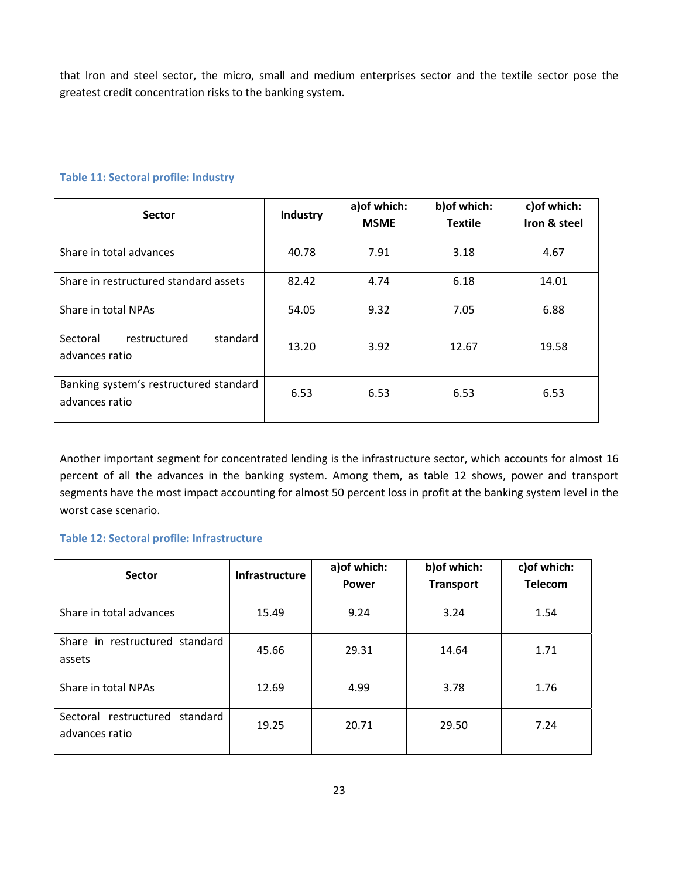that Iron and steel sector, the micro, small and medium enterprises sector and the textile sector pose the greatest credit concentration risks to the banking system.

**Table 11: Sectoral profile: Industry**

| Sector | Industry | a)of which: MSME | b)of which: Textile | c)of which: Iron & steel |
|---|---|---|---|---|
| Share in total advances | 40.78 | 7.91 | 3.18 | 4.67 |
| Share in restructured standard assets | 82.42 | 4.74 | 6.18 | 14.01 |
| Share in total NPAs | 54.05 | 9.32 | 7.05 | 6.88 |
| Sectoral restructured standard advances ratio | 13.20 | 3.92 | 12.67 | 19.58 |
| Banking system's restructured standard advances ratio | 6.53 | 6.53 | 6.53 | 6.53 |

Another important segment for concentrated lending is the infrastructure sector, which accounts for almost 16 percent of all the advances in the banking system. Among them, as table 12 shows, power and transport segments have the most impact accounting for almost 50 percent loss in profit at the banking system level in the worst case scenario.

**Table 12: Sectoral profile: Infrastructure**

| Sector | Infrastructure | a)of which: Power | b)of which: Transport | c)of which: Telecom |
|---|---|---|---|---|
| Share in total advances | 15.49 | 9.24 | 3.24 | 1.54 |
| Share in restructured standard assets | 45.66 | 29.31 | 14.64 | 1.71 |
| Share in total NPAs | 12.69 | 4.99 | 3.78 | 1.76 |
| Sectoral restructured standard advances ratio | 19.25 | 20.71 | 29.50 | 7.24 |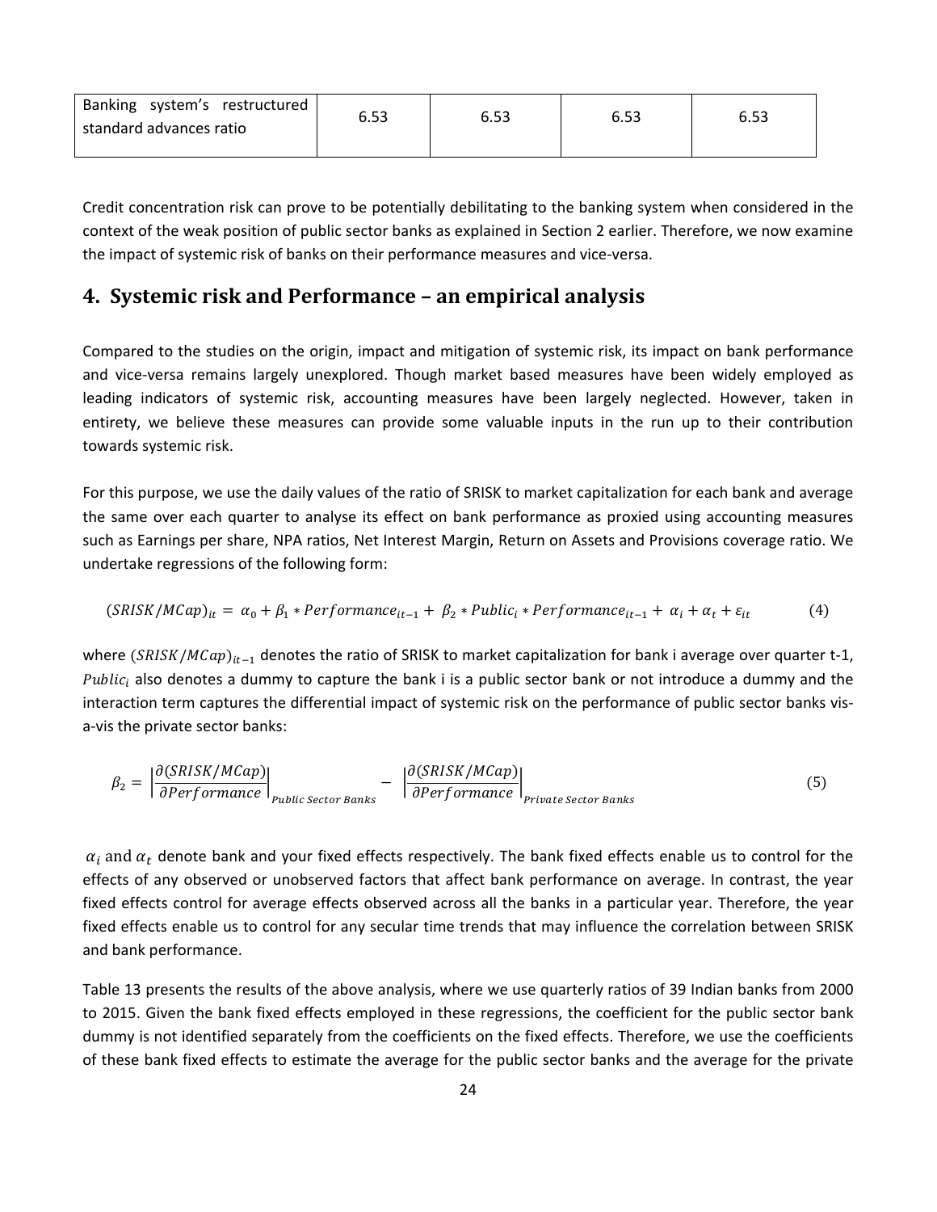| | | | | |
|---|---|---|---|---|
| Banking system's restructured standard advances ratio | 6.53 | 6.53 | 6.53 | 6.53 |

Credit concentration risk can prove to be potentially debilitating to the banking system when considered in the context of the weak position of public sector banks as explained in Section 2 earlier. Therefore, we now examine the impact of systemic risk of banks on their performance measures and vice-versa.

## 4. Systemic risk and Performance – an empirical analysis

Compared to the studies on the origin, impact and mitigation of systemic risk, its impact on bank performance and vice-versa remains largely unexplored. Though market based measures have been widely employed as leading indicators of systemic risk, accounting measures have been largely neglected. However, taken in entirety, we believe these measures can provide some valuable inputs in the run up to their contribution towards systemic risk.

For this purpose, we use the daily values of the ratio of SRISK to market capitalization for each bank and average the same over each quarter to analyse its effect on bank performance as proxied using accounting measures such as Earnings per share, NPA ratios, Net Interest Margin, Return on Assets and Provisions coverage ratio. We undertake regressions of the following form:

$$(SRISK/MCap)_{it} = \alpha_0 + \beta_1 * Performance_{it-1} + \beta_2 * Public_i * Performance_{it-1} + \alpha_i + \alpha_t + \varepsilon_{it} \qquad (4)$$

where $(SRISK/MCap)_{it-1}$ denotes the ratio of SRISK to market capitalization for bank i average over quarter t-1, $Public_i$ also denotes a dummy to capture the bank i is a public sector bank or not introduce a dummy and the interaction term captures the differential impact of systemic risk on the performance of public sector banks vis-a-vis the private sector banks:

$$\beta_2 = \left|\frac{\partial(SRISK/MCap)}{\partial Performance}\right|_{Public\ Sector\ Banks} - \left|\frac{\partial(SRISK/MCap)}{\partial Performance}\right|_{Private\ Sector\ Banks} \qquad (5)$$

$\alpha_i$ and $\alpha_t$ denote bank and your fixed effects respectively. The bank fixed effects enable us to control for the effects of any observed or unobserved factors that affect bank performance on average. In contrast, the year fixed effects control for average effects observed across all the banks in a particular year. Therefore, the year fixed effects enable us to control for any secular time trends that may influence the correlation between SRISK and bank performance.

Table 13 presents the results of the above analysis, where we use quarterly ratios of 39 Indian banks from 2000 to 2015. Given the bank fixed effects employed in these regressions, the coefficient for the public sector bank dummy is not identified separately from the coefficients on the fixed effects. Therefore, we use the coefficients of these bank fixed effects to estimate the average for the public sector banks and the average for the private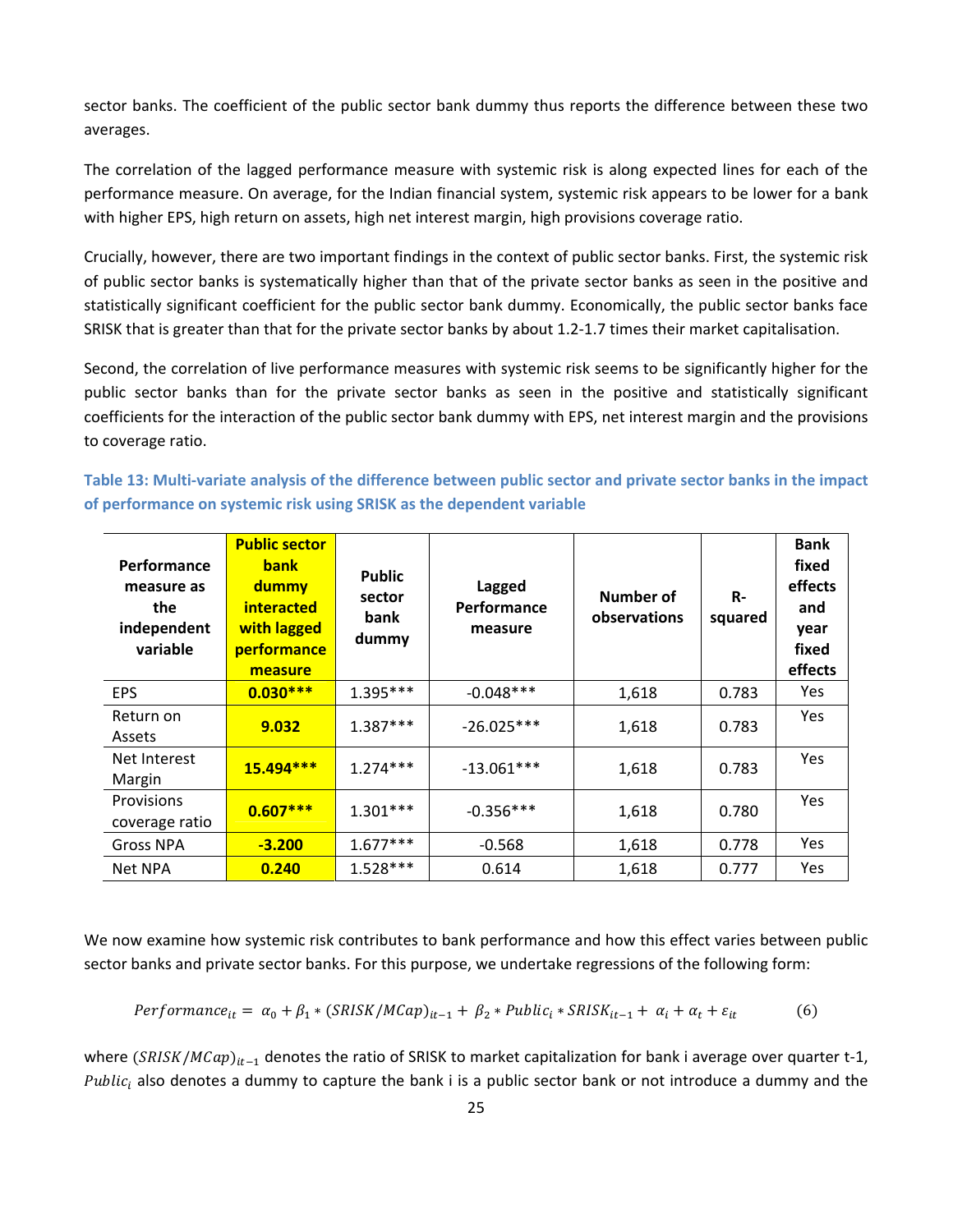sector banks. The coefficient of the public sector bank dummy thus reports the difference between these two averages.

The correlation of the lagged performance measure with systemic risk is along expected lines for each of the performance measure. On average, for the Indian financial system, systemic risk appears to be lower for a bank with higher EPS, high return on assets, high net interest margin, high provisions coverage ratio.

Crucially, however, there are two important findings in the context of public sector banks. First, the systemic risk of public sector banks is systematically higher than that of the private sector banks as seen in the positive and statistically significant coefficient for the public sector bank dummy. Economically, the public sector banks face SRISK that is greater than that for the private sector banks by about 1.2-1.7 times their market capitalisation.

Second, the correlation of live performance measures with systemic risk seems to be significantly higher for the public sector banks than for the private sector banks as seen in the positive and statistically significant coefficients for the interaction of the public sector bank dummy with EPS, net interest margin and the provisions to coverage ratio.

**Table 13: Multi-variate analysis of the difference between public sector and private sector banks in the impact of performance on systemic risk using SRISK as the dependent variable**

| Performance measure as the independent variable | Public sector bank dummy interacted with lagged performance measure | Public sector bank dummy | Lagged Performance measure | Number of observations | R-squared | Bank fixed effects and year fixed effects |
|---|---|---|---|---|---|---|
| EPS | **0.030*** ** | 1.395*** | -0.048*** | 1,618 | 0.783 | Yes |
| Return on Assets | **9.032** | 1.387*** | -26.025*** | 1,618 | 0.783 | Yes |
| Net Interest Margin | **15.494*** ** | 1.274*** | -13.061*** | 1,618 | 0.783 | Yes |
| Provisions coverage ratio | **0.607*** ** | 1.301*** | -0.356*** | 1,618 | 0.780 | Yes |
| Gross NPA | **-3.200** | 1.677*** | -0.568 | 1,618 | 0.778 | Yes |
| Net NPA | **0.240** | 1.528*** | 0.614 | 1,618 | 0.777 | Yes |

We now examine how systemic risk contributes to bank performance and how this effect varies between public sector banks and private sector banks. For this purpose, we undertake regressions of the following form:

$$Performance_{it} = \alpha_0 + \beta_1 * (SRISK/MCap)_{it-1} + \beta_2 * Public_i * SRISK_{it-1} + \alpha_i + \alpha_t + \varepsilon_{it} \qquad (6)$$

where $(SRISK/MCap)_{it-1}$ denotes the ratio of SRISK to market capitalization for bank i average over quarter t-1, $Public_i$ also denotes a dummy to capture the bank i is a public sector bank or not introduce a dummy and the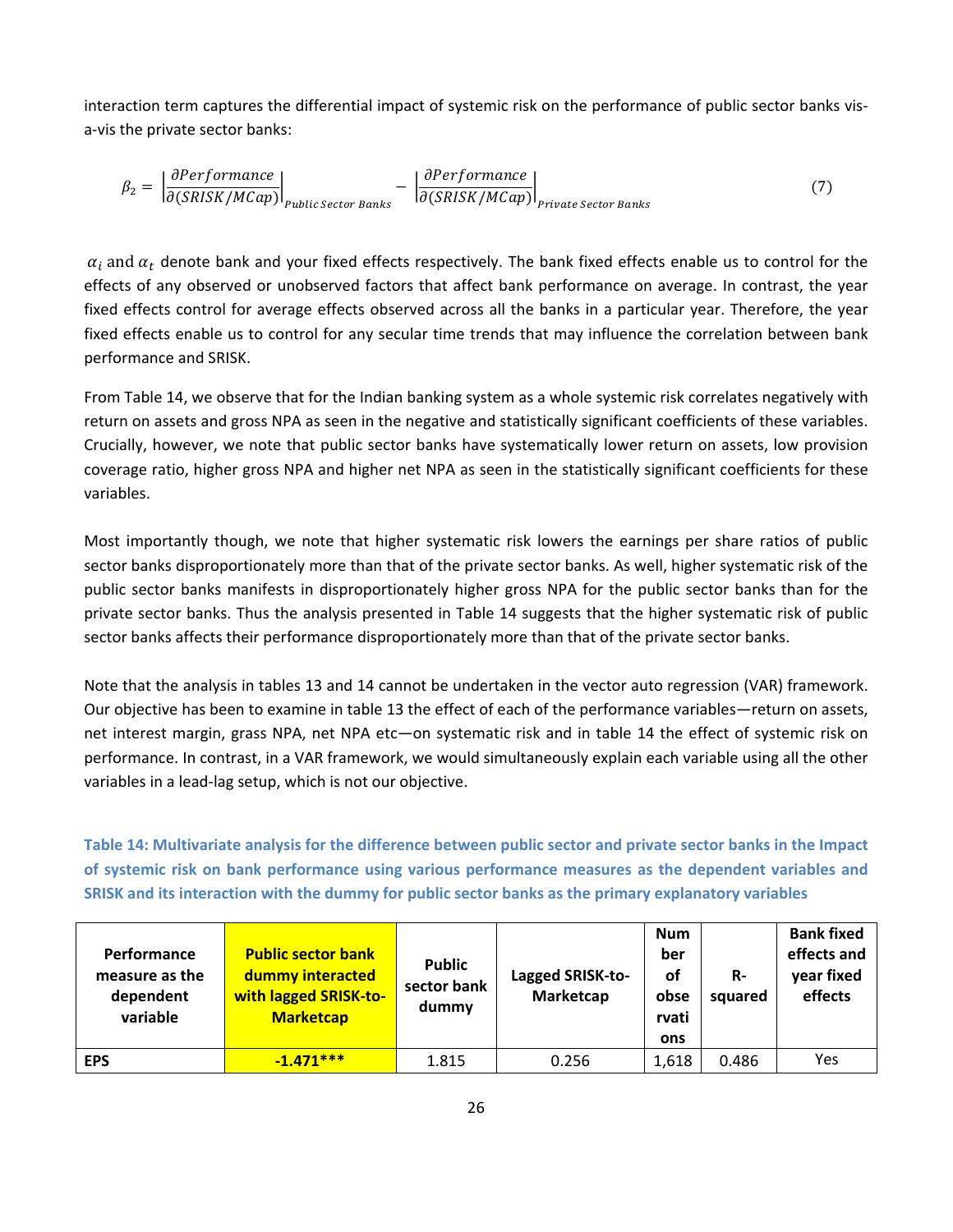interaction term captures the differential impact of systemic risk on the performance of public sector banks vis-a-vis the private sector banks:

$$\beta_2 = \left|\frac{\partial Performance}{\partial (SRISK/MCap)}\right|_{Public\,Sector\,Banks} - \left|\frac{\partial Performance}{\partial (SRISK/MCap)}\right|_{Private\,Sector\,Banks} \tag{7}$$

$\alpha_i$ and $\alpha_t$ denote bank and your fixed effects respectively. The bank fixed effects enable us to control for the effects of any observed or unobserved factors that affect bank performance on average. In contrast, the year fixed effects control for average effects observed across all the banks in a particular year. Therefore, the year fixed effects enable us to control for any secular time trends that may influence the correlation between bank performance and SRISK.

From Table 14, we observe that for the Indian banking system as a whole systemic risk correlates negatively with return on assets and gross NPA as seen in the negative and statistically significant coefficients of these variables. Crucially, however, we note that public sector banks have systematically lower return on assets, low provision coverage ratio, higher gross NPA and higher net NPA as seen in the statistically significant coefficients for these variables.

Most importantly though, we note that higher systematic risk lowers the earnings per share ratios of public sector banks disproportionately more than that of the private sector banks. As well, higher systematic risk of the public sector banks manifests in disproportionately higher gross NPA for the public sector banks than for the private sector banks. Thus the analysis presented in Table 14 suggests that the higher systematic risk of public sector banks affects their performance disproportionately more than that of the private sector banks.

Note that the analysis in tables 13 and 14 cannot be undertaken in the vector auto regression (VAR) framework. Our objective has been to examine in table 13 the effect of each of the performance variables—return on assets, net interest margin, grass NPA, net NPA etc—on systematic risk and in table 14 the effect of systemic risk on performance. In contrast, in a VAR framework, we would simultaneously explain each variable using all the other variables in a lead-lag setup, which is not our objective.

**Table 14: Multivariate analysis for the difference between public sector and private sector banks in the Impact of systemic risk on bank performance using various performance measures as the dependent variables and SRISK and its interaction with the dummy for public sector banks as the primary explanatory variables**

| Performance measure as the dependent variable | Public sector bank dummy interacted with lagged SRISK-to-Marketcap | Public sector bank dummy | Lagged SRISK-to-Marketcap | Number of observations | R-squared | Bank fixed effects and year fixed effects |
|---|---|---|---|---|---|---|
| **EPS** | **-1.471*\*\*** | 1.815 | 0.256 | 1,618 | 0.486 | Yes |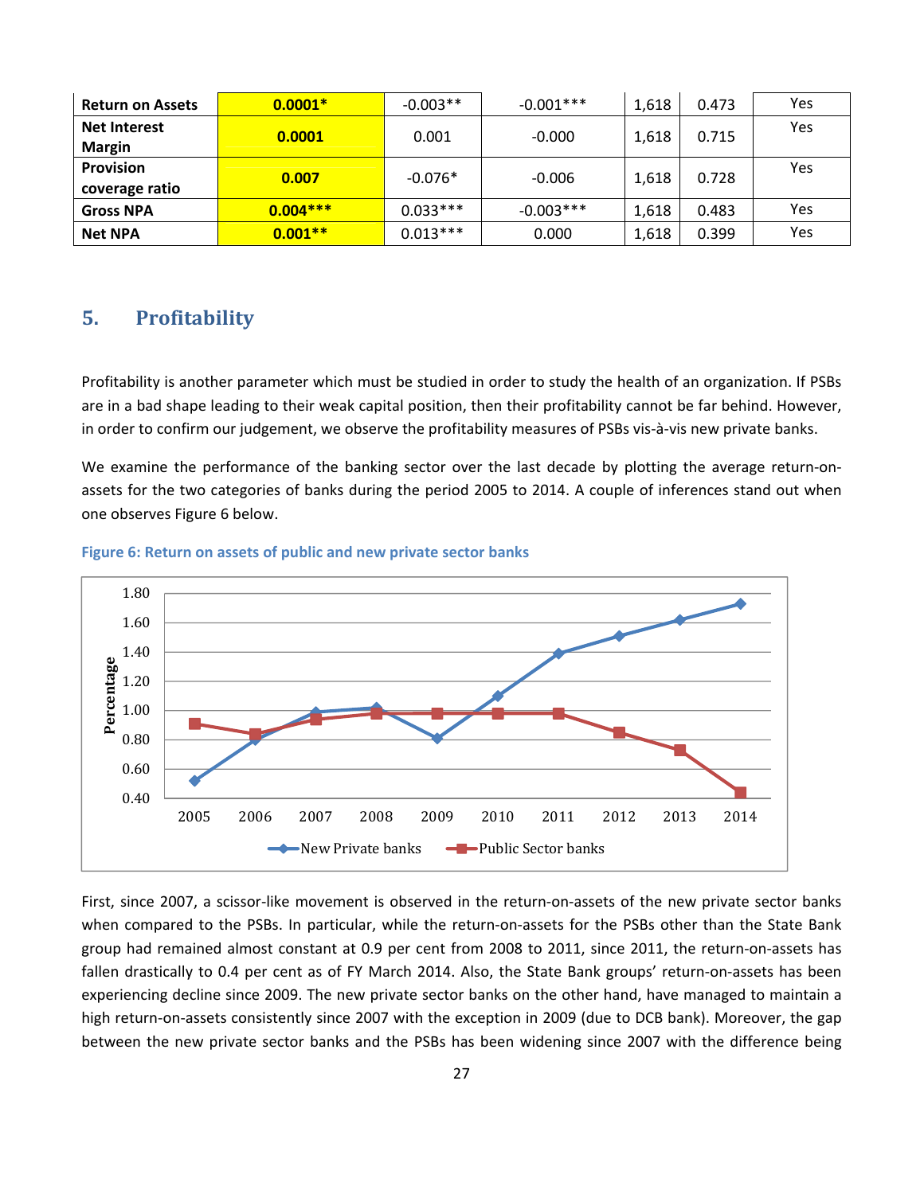| | | | | | | |
|---|---|---|---|---|---|---|
| **Return on Assets** | **0.0001*** | -0.003** | -0.001*** | 1,618 | 0.473 | Yes |
| **Net Interest Margin** | **0.0001** | 0.001 | -0.000 | 1,618 | 0.715 | Yes |
| **Provision coverage ratio** | **0.007** | -0.076* | -0.006 | 1,618 | 0.728 | Yes |
| **Gross NPA** | **0.004***** | 0.033*** | -0.003*** | 1,618 | 0.483 | Yes |
| **Net NPA** | **0.001**** | 0.013*** | 0.000 | 1,618 | 0.399 | Yes |

## 5. Profitability

Profitability is another parameter which must be studied in order to study the health of an organization. If PSBs are in a bad shape leading to their weak capital position, then their profitability cannot be far behind. However, in order to confirm our judgement, we observe the profitability measures of PSBs vis-à-vis new private banks.

We examine the performance of the banking sector over the last decade by plotting the average return-on-assets for the two categories of banks during the period 2005 to 2014. A couple of inferences stand out when one observes Figure 6 below.

**Figure 6: Return on assets of public and new private sector banks**

Percentage

1.80
1.60
1.40
1.20
1.00
0.80
0.60
0.40

2005 2006 2007 2008 2009 2010 2011 2012 2013 2014

New Private banks
Public Sector banks

First, since 2007, a scissor-like movement is observed in the return-on-assets of the new private sector banks when compared to the PSBs. In particular, while the return-on-assets for the PSBs other than the State Bank group had remained almost constant at 0.9 per cent from 2008 to 2011, since 2011, the return-on-assets has fallen drastically to 0.4 per cent as of FY March 2014. Also, the State Bank groups' return-on-assets has been experiencing decline since 2009. The new private sector banks on the other hand, have managed to maintain a high return-on-assets consistently since 2007 with the exception in 2009 (due to DCB bank). Moreover, the gap between the new private sector banks and the PSBs has been widening since 2007 with the difference being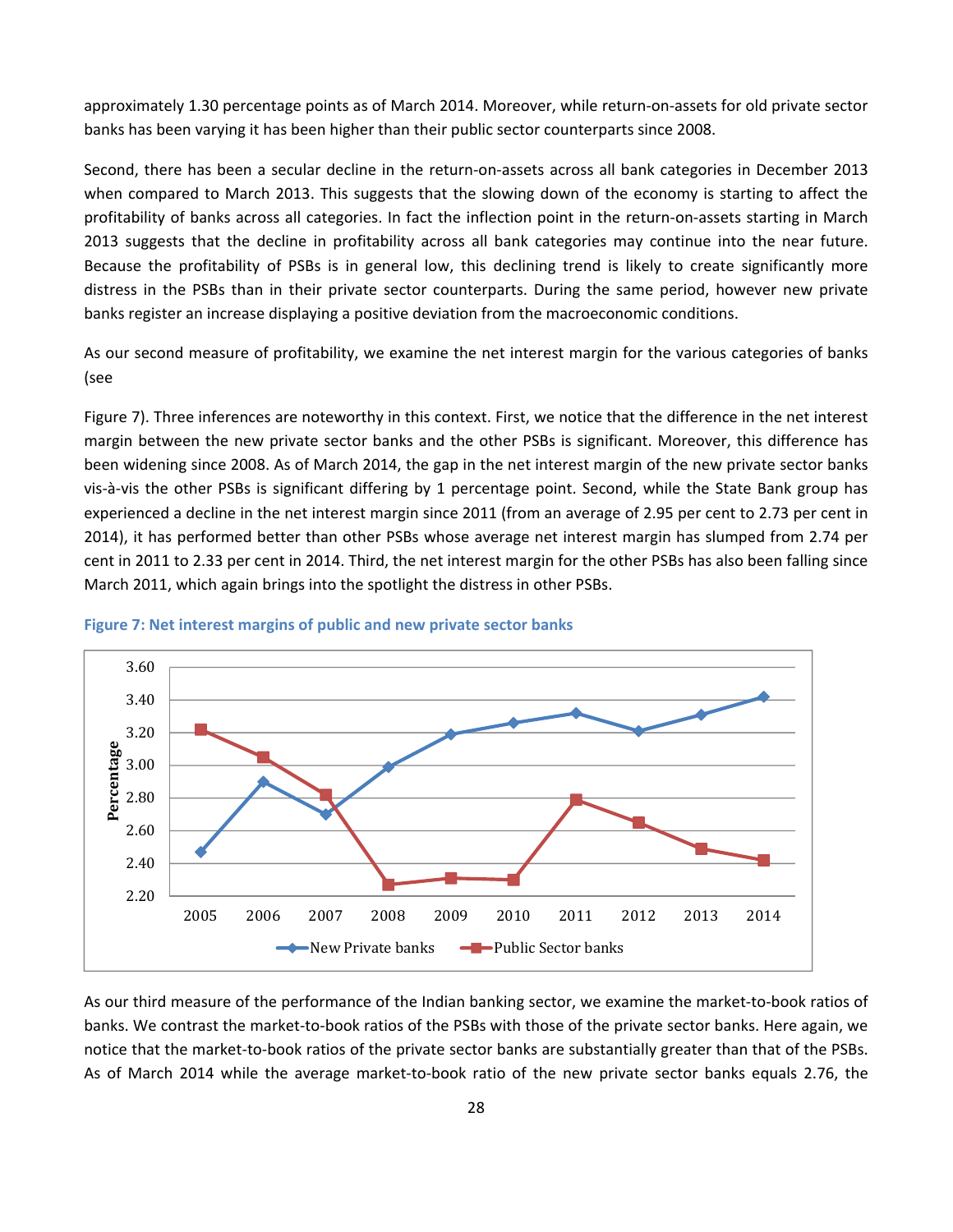approximately 1.30 percentage points as of March 2014. Moreover, while return-on-assets for old private sector banks has been varying it has been higher than their public sector counterparts since 2008.

Second, there has been a secular decline in the return-on-assets across all bank categories in December 2013 when compared to March 2013. This suggests that the slowing down of the economy is starting to affect the profitability of banks across all categories. In fact the inflection point in the return-on-assets starting in March 2013 suggests that the decline in profitability across all bank categories may continue into the near future. Because the profitability of PSBs is in general low, this declining trend is likely to create significantly more distress in the PSBs than in their private sector counterparts. During the same period, however new private banks register an increase displaying a positive deviation from the macroeconomic conditions.

As our second measure of profitability, we examine the net interest margin for the various categories of banks (see

Figure 7). Three inferences are noteworthy in this context. First, we notice that the difference in the net interest margin between the new private sector banks and the other PSBs is significant. Moreover, this difference has been widening since 2008. As of March 2014, the gap in the net interest margin of the new private sector banks vis-à-vis the other PSBs is significant differing by 1 percentage point. Second, while the State Bank group has experienced a decline in the net interest margin since 2011 (from an average of 2.95 per cent to 2.73 per cent in 2014), it has performed better than other PSBs whose average net interest margin has slumped from 2.74 per cent in 2011 to 2.33 per cent in 2014. Third, the net interest margin for the other PSBs has also been falling since March 2011, which again brings into the spotlight the distress in other PSBs.

**Figure 7: Net interest margins of public and new private sector banks**

Percentage

3.60
3.40
3.20
3.00
2.80
2.60
2.40
2.20

2005 2006 2007 2008 2009 2010 2011 2012 2013 2014

New Private banks
Public Sector banks

As our third measure of the performance of the Indian banking sector, we examine the market-to-book ratios of banks. We contrast the market-to-book ratios of the PSBs with those of the private sector banks. Here again, we notice that the market-to-book ratios of the private sector banks are substantially greater than that of the PSBs. As of March 2014 while the average market-to-book ratio of the new private sector banks equals 2.76, the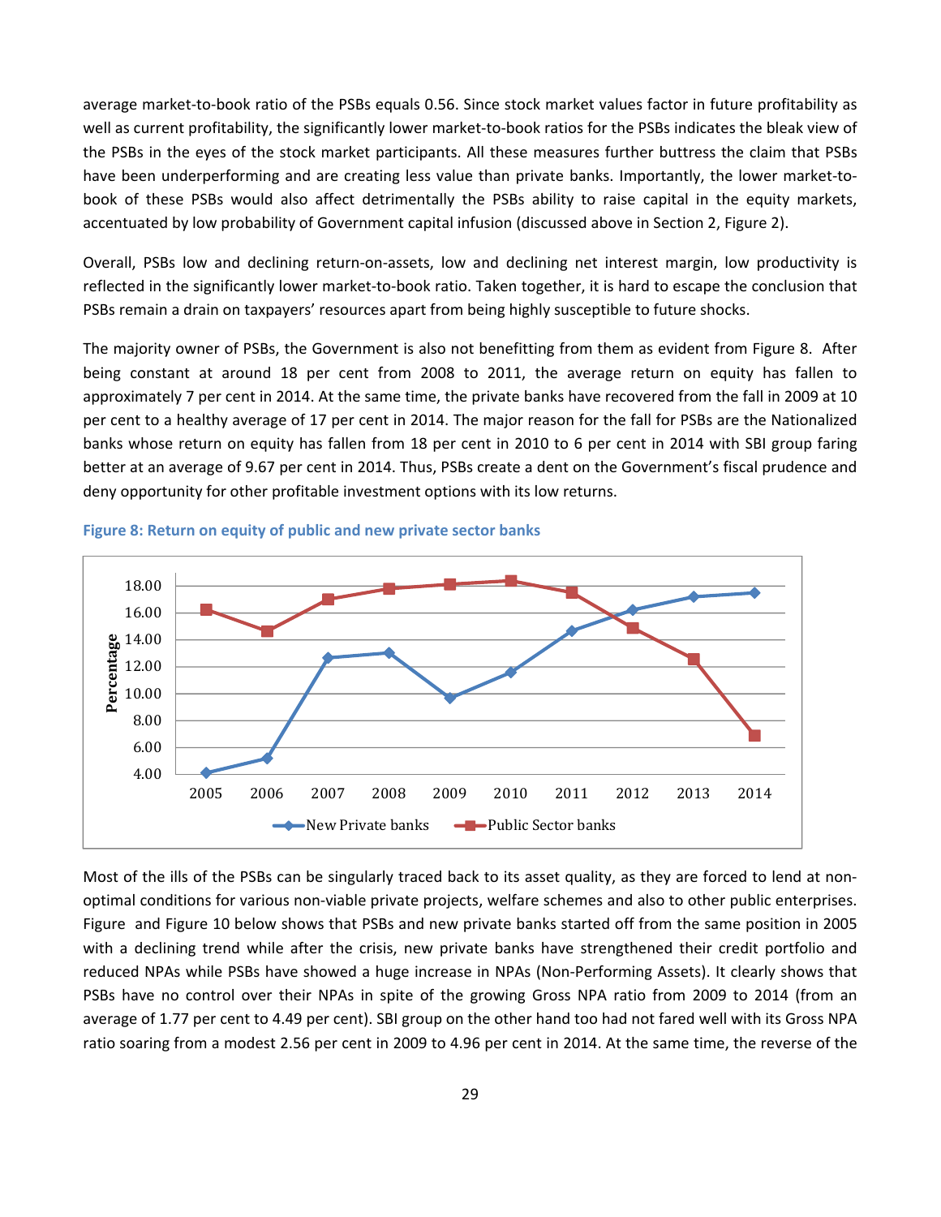average market-to-book ratio of the PSBs equals 0.56. Since stock market values factor in future profitability as well as current profitability, the significantly lower market-to-book ratios for the PSBs indicates the bleak view of the PSBs in the eyes of the stock market participants. All these measures further buttress the claim that PSBs have been underperforming and are creating less value than private banks. Importantly, the lower market-to-book of these PSBs would also affect detrimentally the PSBs ability to raise capital in the equity markets, accentuated by low probability of Government capital infusion (discussed above in Section 2, Figure 2).

Overall, PSBs low and declining return-on-assets, low and declining net interest margin, low productivity is reflected in the significantly lower market-to-book ratio. Taken together, it is hard to escape the conclusion that PSBs remain a drain on taxpayers' resources apart from being highly susceptible to future shocks.

The majority owner of PSBs, the Government is also not benefitting from them as evident from Figure 8. After being constant at around 18 per cent from 2008 to 2011, the average return on equity has fallen to approximately 7 per cent in 2014. At the same time, the private banks have recovered from the fall in 2009 at 10 per cent to a healthy average of 17 per cent in 2014. The major reason for the fall for PSBs are the Nationalized banks whose return on equity has fallen from 18 per cent in 2010 to 6 per cent in 2014 with SBI group faring better at an average of 9.67 per cent in 2014. Thus, PSBs create a dent on the Government's fiscal prudence and deny opportunity for other profitable investment options with its low returns.

**Figure 8: Return on equity of public and new private sector banks**

Percentage

18.00
16.00
14.00
12.00
10.00
8.00
6.00
4.00

2005 2006 2007 2008 2009 2010 2011 2012 2013 2014

New Private banks — Public Sector banks

Most of the ills of the PSBs can be singularly traced back to its asset quality, as they are forced to lend at non-optimal conditions for various non-viable private projects, welfare schemes and also to other public enterprises. Figure and Figure 10 below shows that PSBs and new private banks started off from the same position in 2005 with a declining trend while after the crisis, new private banks have strengthened their credit portfolio and reduced NPAs while PSBs have showed a huge increase in NPAs (Non-Performing Assets). It clearly shows that PSBs have no control over their NPAs in spite of the growing Gross NPA ratio from 2009 to 2014 (from an average of 1.77 per cent to 4.49 per cent). SBI group on the other hand too had not fared well with its Gross NPA ratio soaring from a modest 2.56 per cent in 2009 to 4.96 per cent in 2014. At the same time, the reverse of the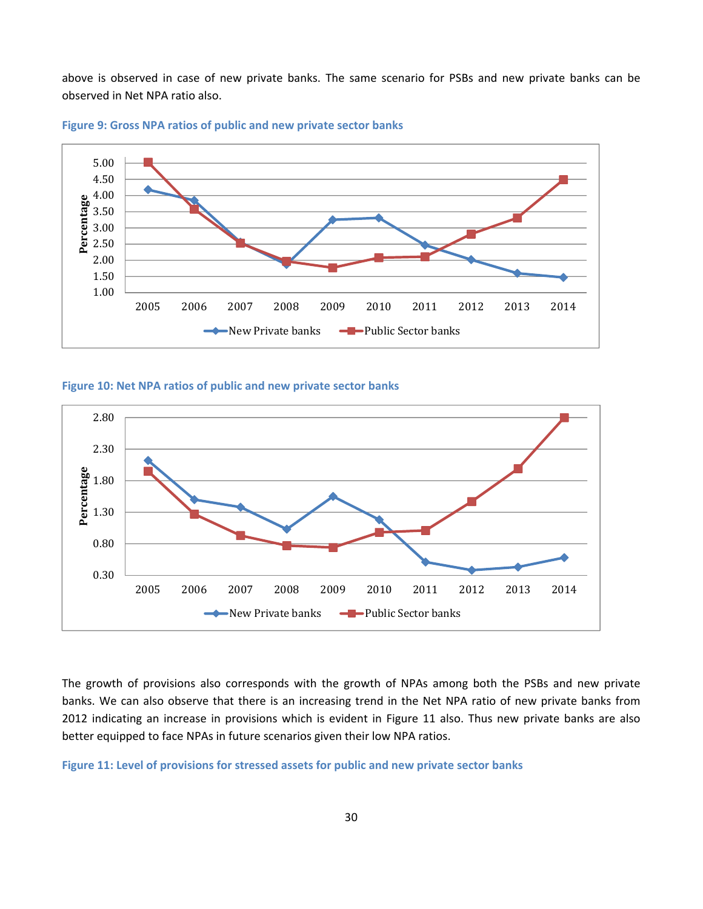above is observed in case of new private banks. The same scenario for PSBs and new private banks can be observed in Net NPA ratio also.

**Figure 9: Gross NPA ratios of public and new private sector banks**

Percentage

5.00
4.50
4.00
3.50
3.00
2.50
2.00
1.50
1.00

2005 2006 2007 2008 2009 2010 2011 2012 2013 2014

New Private banks
Public Sector banks

**Figure 10: Net NPA ratios of public and new private sector banks**

Percentage

2.80
2.30
1.80
1.30
0.80
0.30

2005 2006 2007 2008 2009 2010 2011 2012 2013 2014

New Private banks
Public Sector banks

The growth of provisions also corresponds with the growth of NPAs among both the PSBs and new private banks. We can also observe that there is an increasing trend in the Net NPA ratio of new private banks from 2012 indicating an increase in provisions which is evident in Figure 11 also. Thus new private banks are also better equipped to face NPAs in future scenarios given their low NPA ratios.

**Figure 11: Level of provisions for stressed assets for public and new private sector banks**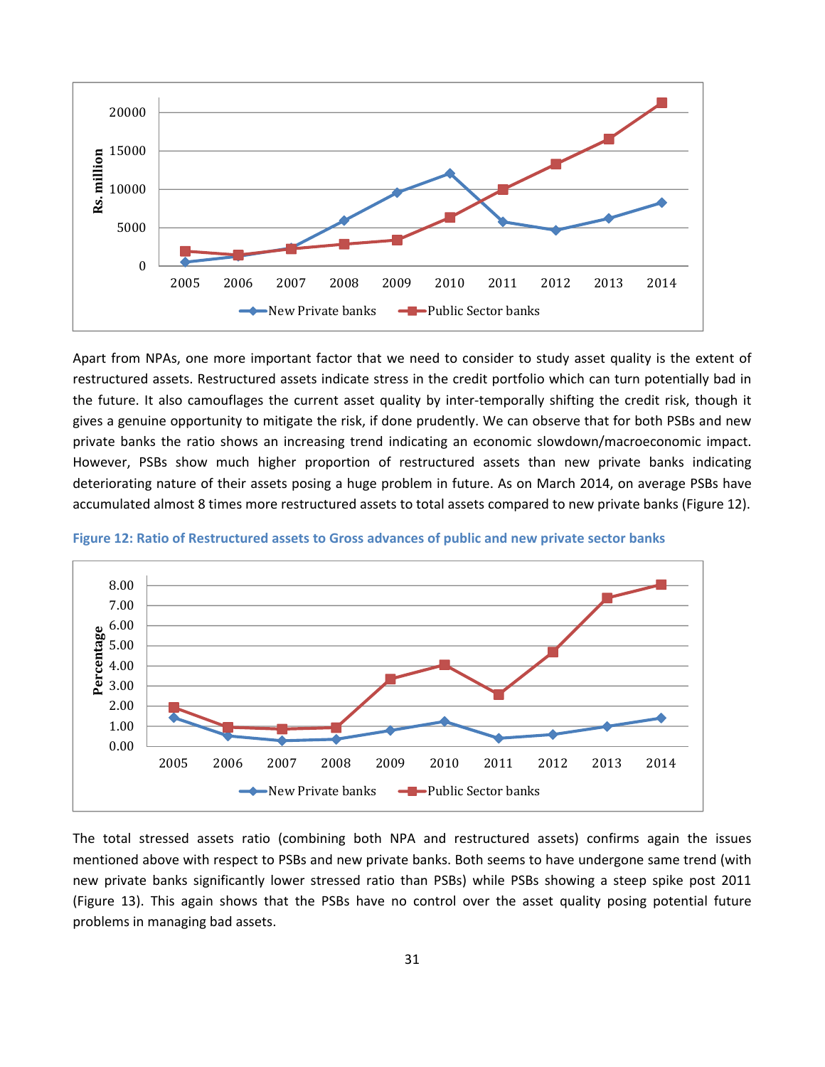Rs. million

20000
15000
10000
5000
0

2005 2006 2007 2008 2009 2010 2011 2012 2013 2014

New Private banks — Public Sector banks

Apart from NPAs, one more important factor that we need to consider to study asset quality is the extent of restructured assets. Restructured assets indicate stress in the credit portfolio which can turn potentially bad in the future. It also camouflages the current asset quality by inter-temporally shifting the credit risk, though it gives a genuine opportunity to mitigate the risk, if done prudently. We can observe that for both PSBs and new private banks the ratio shows an increasing trend indicating an economic slowdown/macroeconomic impact. However, PSBs show much higher proportion of restructured assets than new private banks indicating deteriorating nature of their assets posing a huge problem in future. As on March 2014, on average PSBs have accumulated almost 8 times more restructured assets to total assets compared to new private banks (Figure 12).

**Figure 12: Ratio of Restructured assets to Gross advances of public and new private sector banks**

Percentage

8.00
7.00
6.00
5.00
4.00
3.00
2.00
1.00
0.00

2005 2006 2007 2008 2009 2010 2011 2012 2013 2014

New Private banks — Public Sector banks

The total stressed assets ratio (combining both NPA and restructured assets) confirms again the issues mentioned above with respect to PSBs and new private banks. Both seems to have undergone same trend (with new private banks significantly lower stressed ratio than PSBs) while PSBs showing a steep spike post 2011 (Figure 13). This again shows that the PSBs have no control over the asset quality posing potential future problems in managing bad assets.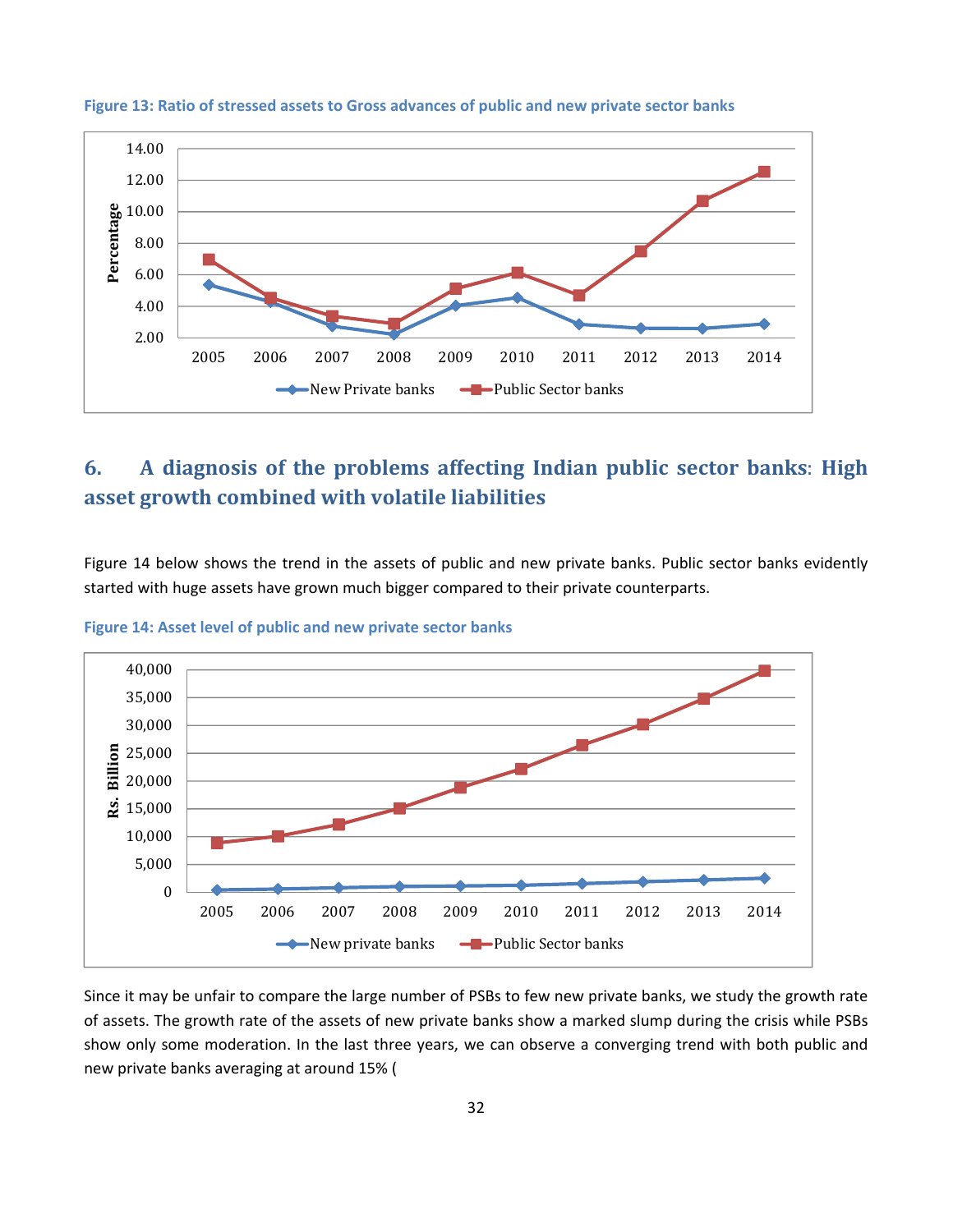Figure 13: Ratio of stressed assets to Gross advances of public and new private sector banks

## 6. A diagnosis of the problems affecting Indian public sector banks: High asset growth combined with volatile liabilities

Figure 14 below shows the trend in the assets of public and new private banks. Public sector banks evidently started with huge assets have grown much bigger compared to their private counterparts.

Figure 14: Asset level of public and new private sector banks

Since it may be unfair to compare the large number of PSBs to few new private banks, we study the growth rate of assets. The growth rate of the assets of new private banks show a marked slump during the crisis while PSBs show only some moderation. In the last three years, we can observe a converging trend with both public and new private banks averaging at around 15% (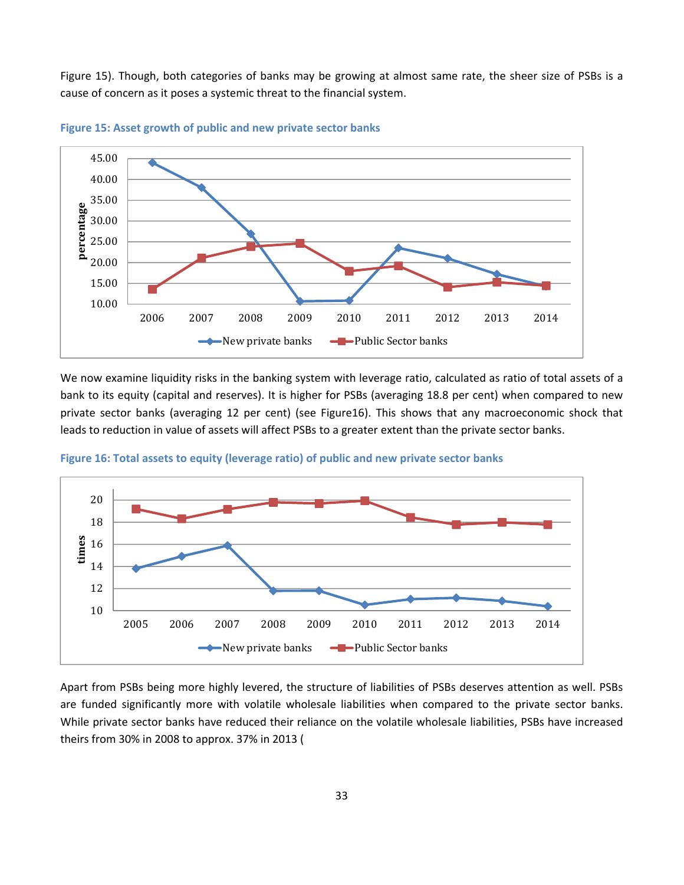Figure 15). Though, both categories of banks may be growing at almost same rate, the sheer size of PSBs is a cause of concern as it poses a systemic threat to the financial system.

**Figure 15: Asset growth of public and new private sector banks**

percentage

45.00
40.00
35.00
30.00
25.00
20.00
15.00
10.00

2006 2007 2008 2009 2010 2011 2012 2013 2014

New private banks Public Sector banks

We now examine liquidity risks in the banking system with leverage ratio, calculated as ratio of total assets of a bank to its equity (capital and reserves). It is higher for PSBs (averaging 18.8 per cent) when compared to new private sector banks (averaging 12 per cent) (see Figure16). This shows that any macroeconomic shock that leads to reduction in value of assets will affect PSBs to a greater extent than the private sector banks.

**Figure 16: Total assets to equity (leverage ratio) of public and new private sector banks**

times

20
18
16
14
12
10

2005 2006 2007 2008 2009 2010 2011 2012 2013 2014

New private banks Public Sector banks

Apart from PSBs being more highly levered, the structure of liabilities of PSBs deserves attention as well. PSBs are funded significantly more with volatile wholesale liabilities when compared to the private sector banks. While private sector banks have reduced their reliance on the volatile wholesale liabilities, PSBs have increased theirs from 30% in 2008 to approx. 37% in 2013 (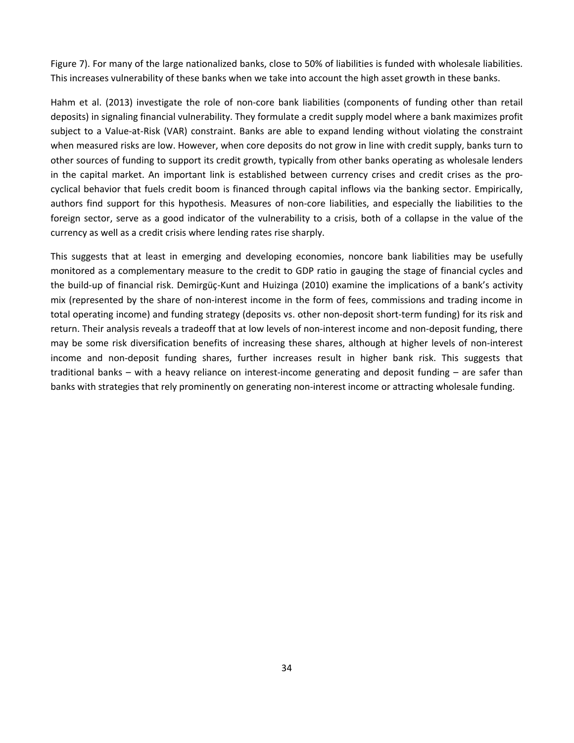Figure 7). For many of the large nationalized banks, close to 50% of liabilities is funded with wholesale liabilities. This increases vulnerability of these banks when we take into account the high asset growth in these banks.

Hahm et al. (2013) investigate the role of non-core bank liabilities (components of funding other than retail deposits) in signaling financial vulnerability. They formulate a credit supply model where a bank maximizes profit subject to a Value-at-Risk (VAR) constraint. Banks are able to expand lending without violating the constraint when measured risks are low. However, when core deposits do not grow in line with credit supply, banks turn to other sources of funding to support its credit growth, typically from other banks operating as wholesale lenders in the capital market. An important link is established between currency crises and credit crises as the pro-cyclical behavior that fuels credit boom is financed through capital inflows via the banking sector. Empirically, authors find support for this hypothesis. Measures of non-core liabilities, and especially the liabilities to the foreign sector, serve as a good indicator of the vulnerability to a crisis, both of a collapse in the value of the currency as well as a credit crisis where lending rates rise sharply.

This suggests that at least in emerging and developing economies, noncore bank liabilities may be usefully monitored as a complementary measure to the credit to GDP ratio in gauging the stage of financial cycles and the build-up of financial risk. Demirgüç-Kunt and Huizinga (2010) examine the implications of a bank's activity mix (represented by the share of non-interest income in the form of fees, commissions and trading income in total operating income) and funding strategy (deposits vs. other non-deposit short-term funding) for its risk and return. Their analysis reveals a tradeoff that at low levels of non-interest income and non-deposit funding, there may be some risk diversification benefits of increasing these shares, although at higher levels of non-interest income and non-deposit funding shares, further increases result in higher bank risk. This suggests that traditional banks – with a heavy reliance on interest-income generating and deposit funding – are safer than banks with strategies that rely prominently on generating non-interest income or attracting wholesale funding.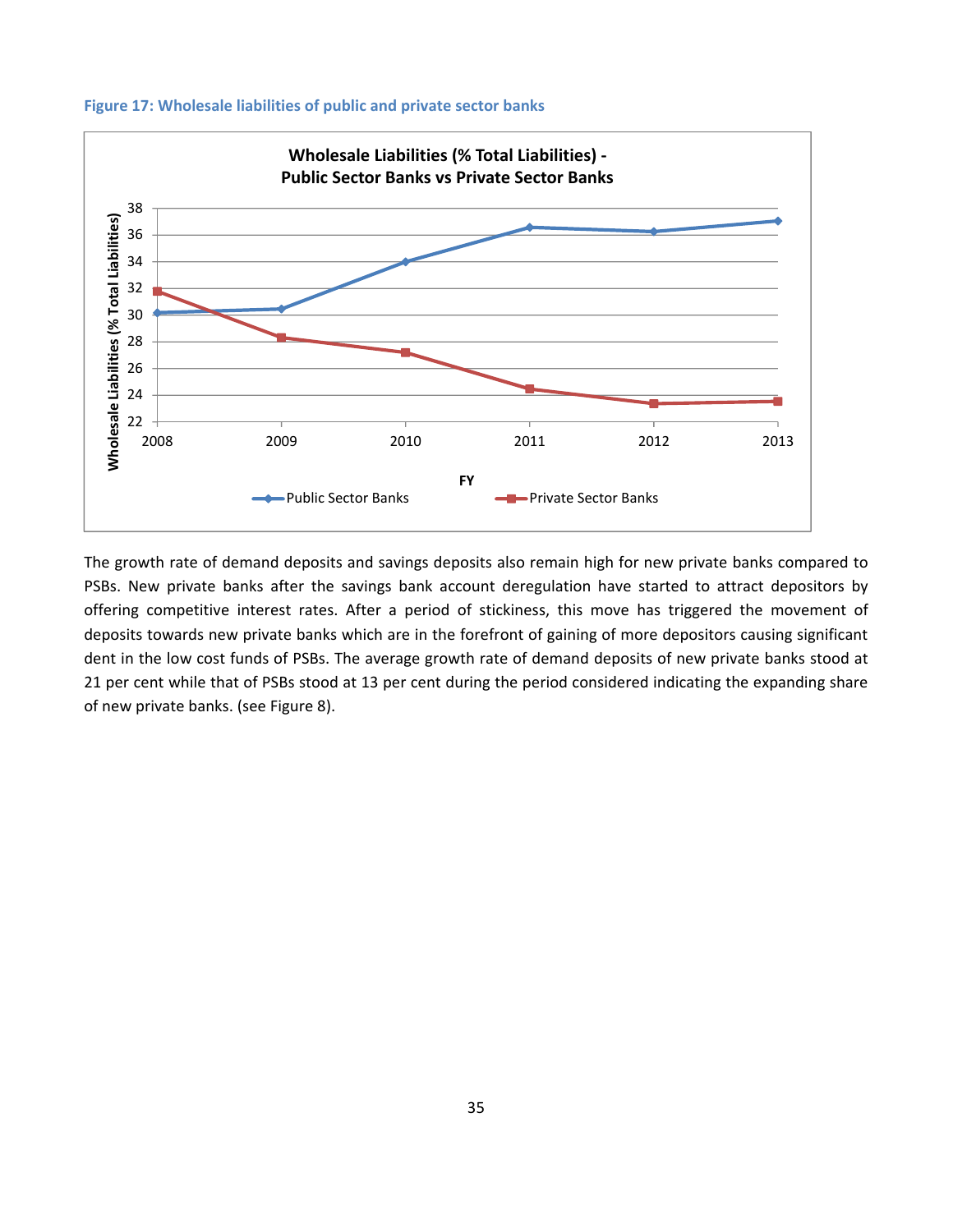Figure 17: Wholesale liabilities of public and private sector banks

Wholesale Liabilities (% Total Liabilities) - Public Sector Banks vs Private Sector Banks

Wholesale Liabilities (% Total Liabilities)

38
36
34
32
30
28
26
24
22

2008 2009 2010 2011 2012 2013

FY

Public Sector Banks
Private Sector Banks

The growth rate of demand deposits and savings deposits also remain high for new private banks compared to PSBs. New private banks after the savings bank account deregulation have started to attract depositors by offering competitive interest rates. After a period of stickiness, this move has triggered the movement of deposits towards new private banks which are in the forefront of gaining of more depositors causing significant dent in the low cost funds of PSBs. The average growth rate of demand deposits of new private banks stood at 21 per cent while that of PSBs stood at 13 per cent during the period considered indicating the expanding share of new private banks. (see Figure 8).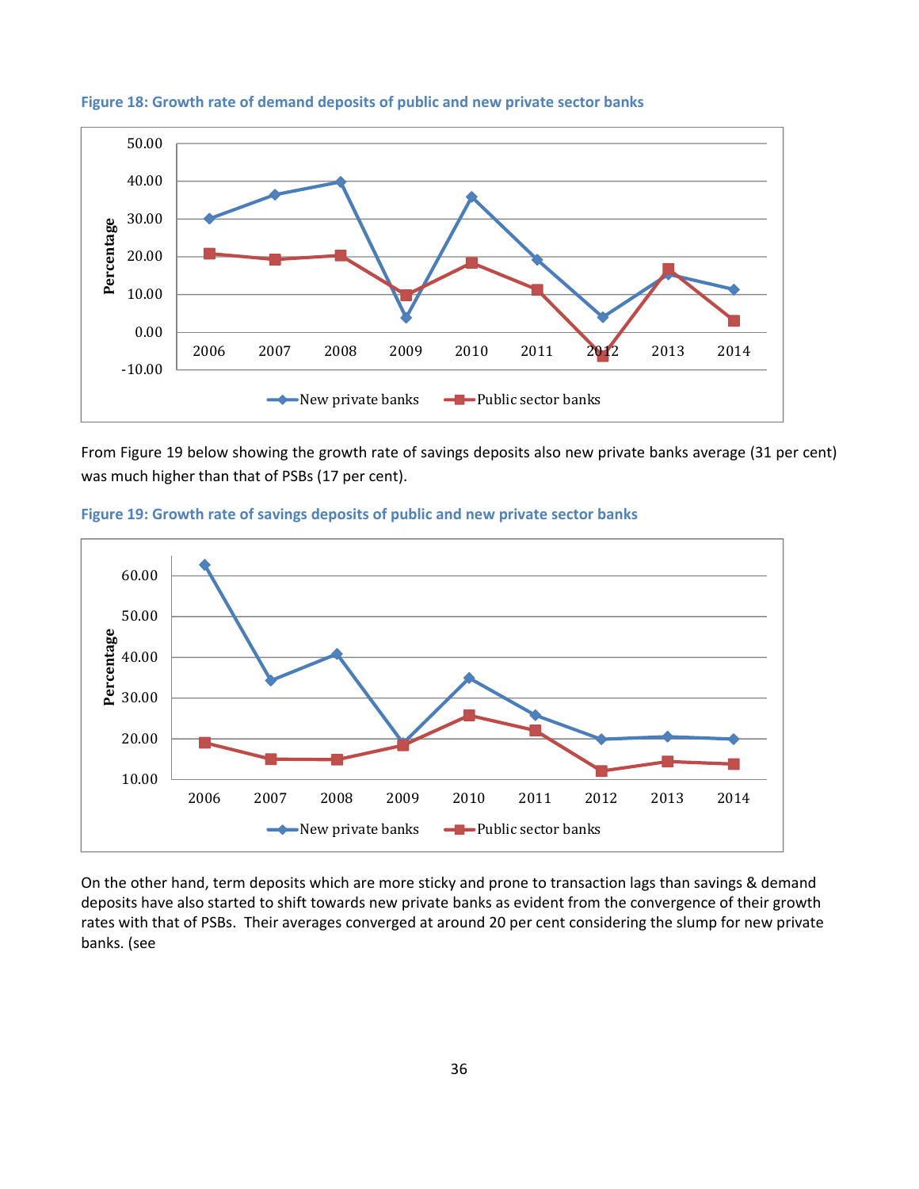Figure 18: Growth rate of demand deposits of public and new private sector banks

50.00
40.00
30.00
20.00
10.00
0.00
-10.00

Percentage

2006 2007 2008 2009 2010 2011 2012 2013 2014

New private banks
Public sector banks

From Figure 19 below showing the growth rate of savings deposits also new private banks average (31 per cent) was much higher than that of PSBs (17 per cent).

Figure 19: Growth rate of savings deposits of public and new private sector banks

60.00
50.00
40.00
30.00
20.00
10.00

Percentage

2006 2007 2008 2009 2010 2011 2012 2013 2014

New private banks
Public sector banks

On the other hand, term deposits which are more sticky and prone to transaction lags than savings & demand deposits have also started to shift towards new private banks as evident from the convergence of their growth rates with that of PSBs. Their averages converged at around 20 per cent considering the slump for new private banks. (see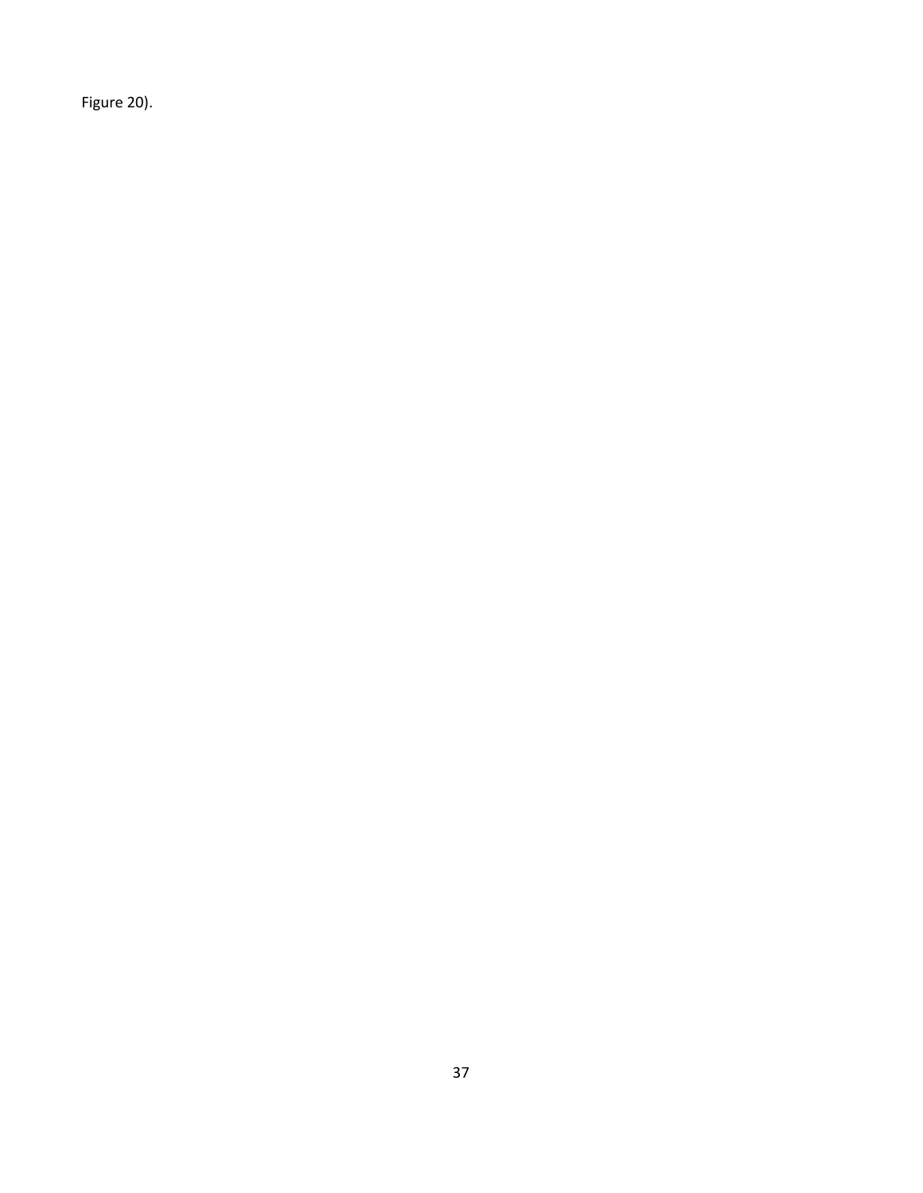Figure 20).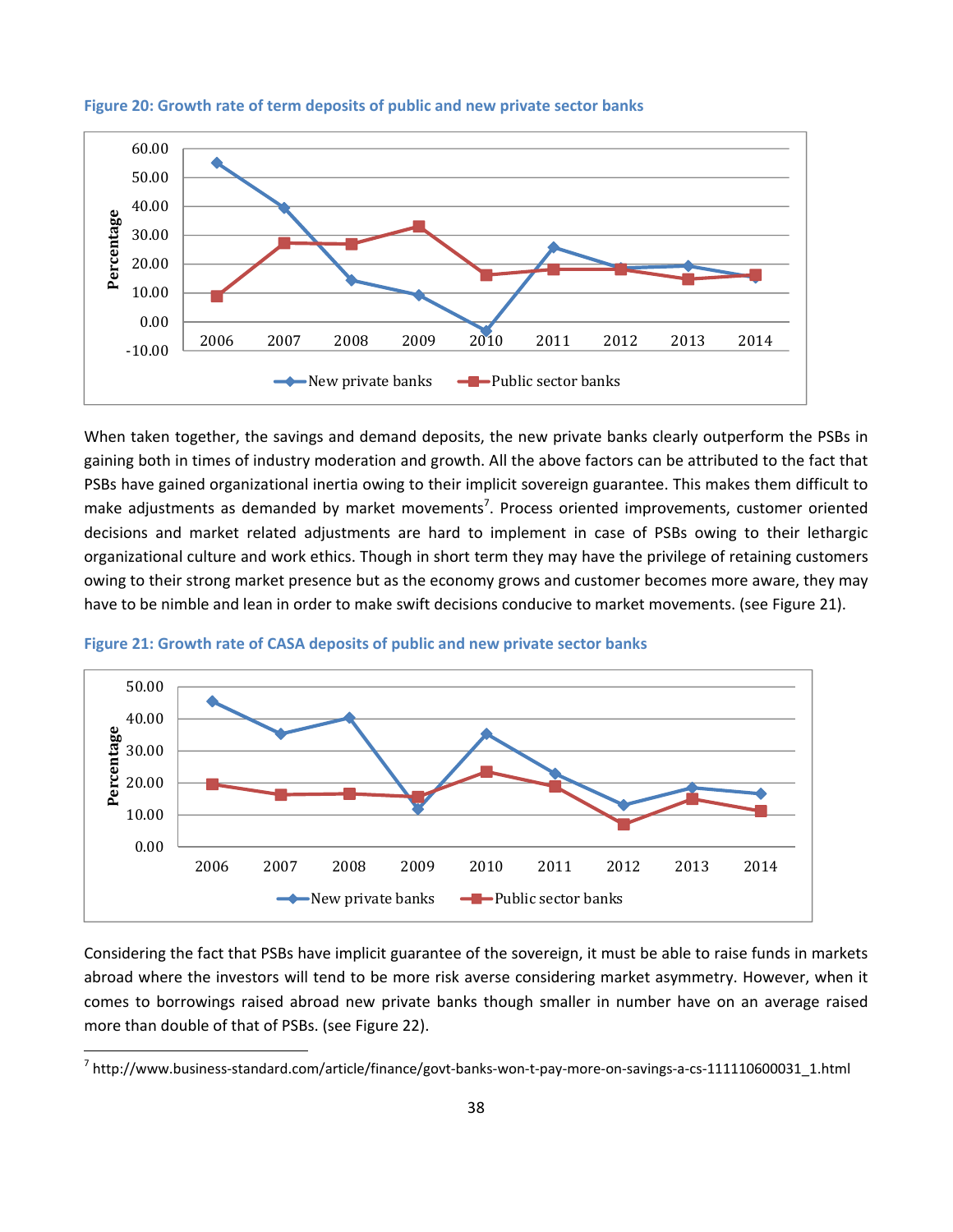**Figure 20: Growth rate of term deposits of public and new private sector banks**

60.00
50.00
40.00
30.00
20.00
10.00
0.00
-10.00

Percentage

2006 2007 2008 2009 2010 2011 2012 2013 2014

New private banks Public sector banks

When taken together, the savings and demand deposits, the new private banks clearly outperform the PSBs in gaining both in times of industry moderation and growth. All the above factors can be attributed to the fact that PSBs have gained organizational inertia owing to their implicit sovereign guarantee. This makes them difficult to make adjustments as demanded by market movements[7]. Process oriented improvements, customer oriented decisions and market related adjustments are hard to implement in case of PSBs owing to their lethargic organizational culture and work ethics. Though in short term they may have the privilege of retaining customers owing to their strong market presence but as the economy grows and customer becomes more aware, they may have to be nimble and lean in order to make swift decisions conducive to market movements. (see Figure 21).

**Figure 21: Growth rate of CASA deposits of public and new private sector banks**

50.00
40.00
30.00
20.00
10.00
0.00

Percentage

2006 2007 2008 2009 2010 2011 2012 2013 2014

New private banks Public sector banks

Considering the fact that PSBs have implicit guarantee of the sovereign, it must be able to raise funds in markets abroad where the investors will tend to be more risk averse considering market asymmetry. However, when it comes to borrowings raised abroad new private banks though smaller in number have on an average raised more than double of that of PSBs. (see Figure 22).

[7] http://www.business-standard.com/article/finance/govt-banks-won-t-pay-more-on-savings-a-cs-111110600031_1.html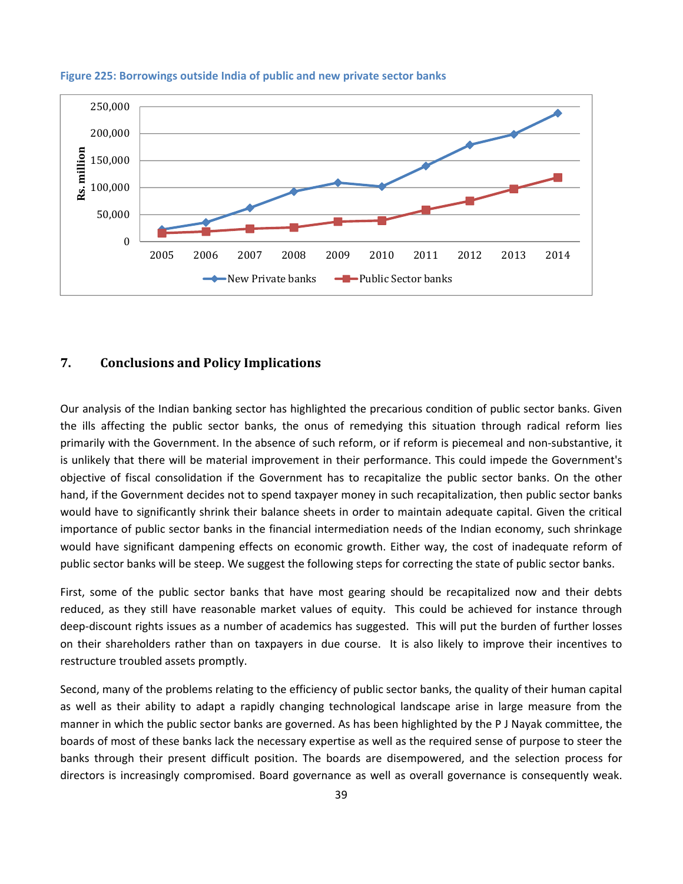**Figure 225: Borrowings outside India of public and new private sector banks**

Rs. million

250,000
200,000
150,000
100,000
50,000
0

2005 2006 2007 2008 2009 2010 2011 2012 2013 2014

New Private banks
Public Sector banks

## 7. Conclusions and Policy Implications

Our analysis of the Indian banking sector has highlighted the precarious condition of public sector banks. Given the ills affecting the public sector banks, the onus of remedying this situation through radical reform lies primarily with the Government. In the absence of such reform, or if reform is piecemeal and non-substantive, it is unlikely that there will be material improvement in their performance. This could impede the Government's objective of fiscal consolidation if the Government has to recapitalize the public sector banks. On the other hand, if the Government decides not to spend taxpayer money in such recapitalization, then public sector banks would have to significantly shrink their balance sheets in order to maintain adequate capital. Given the critical importance of public sector banks in the financial intermediation needs of the Indian economy, such shrinkage would have significant dampening effects on economic growth. Either way, the cost of inadequate reform of public sector banks will be steep. We suggest the following steps for correcting the state of public sector banks.

First, some of the public sector banks that have most gearing should be recapitalized now and their debts reduced, as they still have reasonable market values of equity. This could be achieved for instance through deep-discount rights issues as a number of academics has suggested. This will put the burden of further losses on their shareholders rather than on taxpayers in due course. It is also likely to improve their incentives to restructure troubled assets promptly.

Second, many of the problems relating to the efficiency of public sector banks, the quality of their human capital as well as their ability to adapt a rapidly changing technological landscape arise in large measure from the manner in which the public sector banks are governed. As has been highlighted by the P J Nayak committee, the boards of most of these banks lack the necessary expertise as well as the required sense of purpose to steer the banks through their present difficult position. The boards are disempowered, and the selection process for directors is increasingly compromised. Board governance as well as overall governance is consequently weak.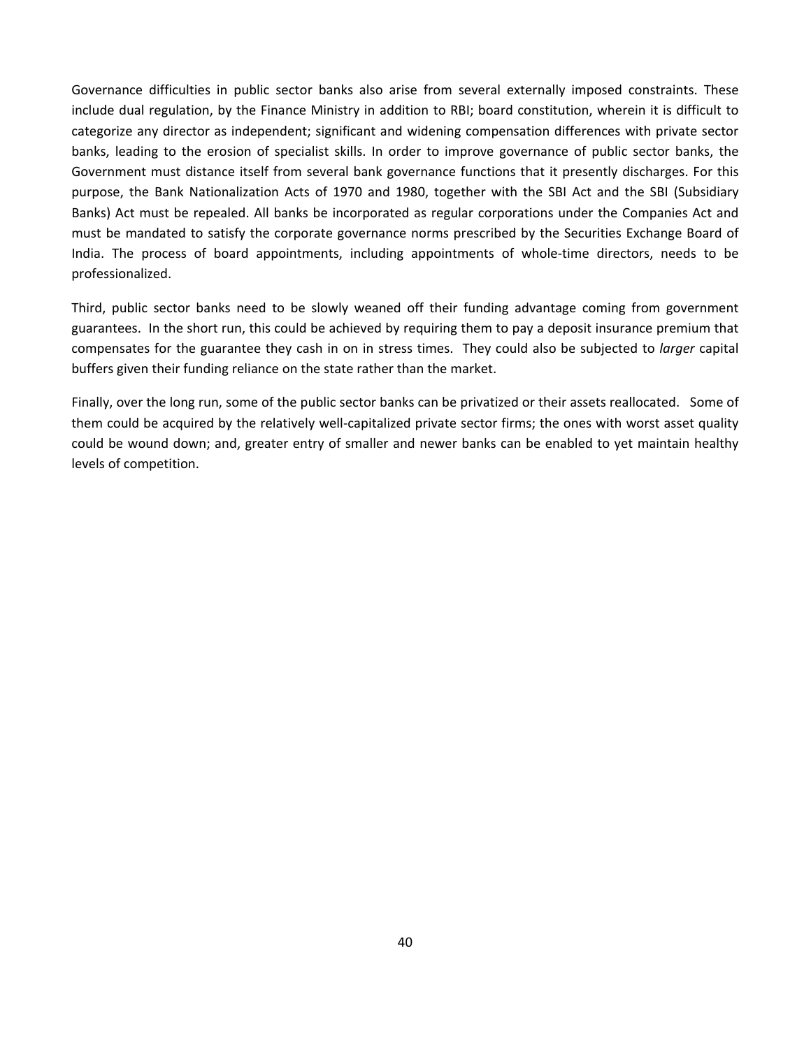Governance difficulties in public sector banks also arise from several externally imposed constraints. These include dual regulation, by the Finance Ministry in addition to RBI; board constitution, wherein it is difficult to categorize any director as independent; significant and widening compensation differences with private sector banks, leading to the erosion of specialist skills. In order to improve governance of public sector banks, the Government must distance itself from several bank governance functions that it presently discharges. For this purpose, the Bank Nationalization Acts of 1970 and 1980, together with the SBI Act and the SBI (Subsidiary Banks) Act must be repealed. All banks be incorporated as regular corporations under the Companies Act and must be mandated to satisfy the corporate governance norms prescribed by the Securities Exchange Board of India. The process of board appointments, including appointments of whole-time directors, needs to be professionalized.

Third, public sector banks need to be slowly weaned off their funding advantage coming from government guarantees. In the short run, this could be achieved by requiring them to pay a deposit insurance premium that compensates for the guarantee they cash in on in stress times. They could also be subjected to *larger* capital buffers given their funding reliance on the state rather than the market.

Finally, over the long run, some of the public sector banks can be privatized or their assets reallocated. Some of them could be acquired by the relatively well-capitalized private sector firms; the ones with worst asset quality could be wound down; and, greater entry of smaller and newer banks can be enabled to yet maintain healthy levels of competition.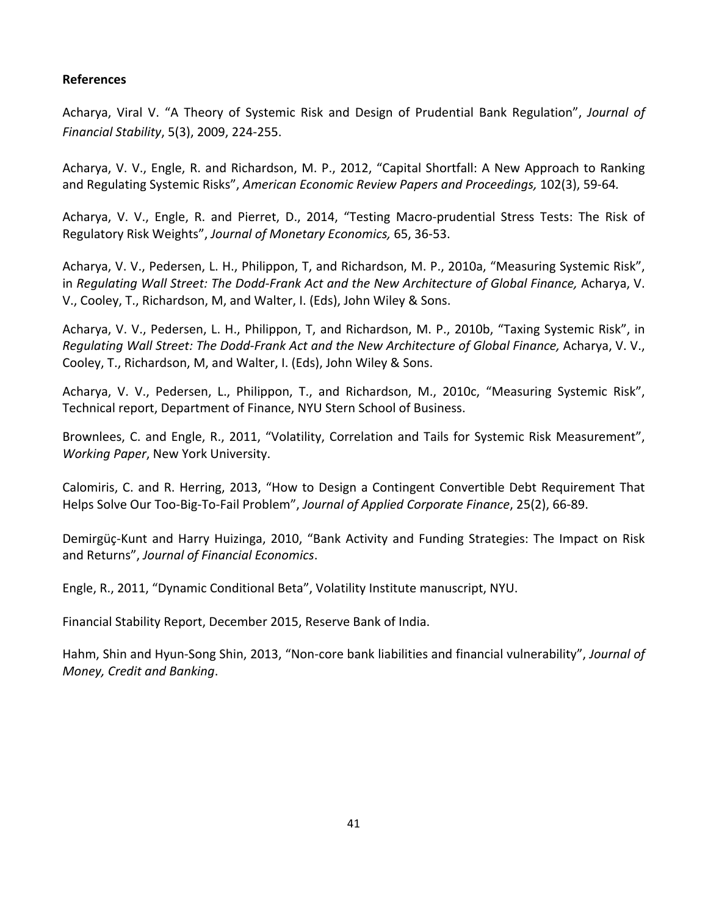**References**

Acharya, Viral V. “A Theory of Systemic Risk and Design of Prudential Bank Regulation”, *Journal of Financial Stability*, 5(3), 2009, 224-255.

Acharya, V. V., Engle, R. and Richardson, M. P., 2012, “Capital Shortfall: A New Approach to Ranking and Regulating Systemic Risks”, *American Economic Review Papers and Proceedings,* 102(3), 59-64*.*

Acharya, V. V., Engle, R. and Pierret, D., 2014, “Testing Macro-prudential Stress Tests: The Risk of Regulatory Risk Weights”, *Journal of Monetary Economics,* 65, 36-53.

Acharya, V. V., Pedersen, L. H., Philippon, T, and Richardson, M. P., 2010a, “Measuring Systemic Risk”, in *Regulating Wall Street: The Dodd-Frank Act and the New Architecture of Global Finance,* Acharya, V. V., Cooley, T., Richardson, M, and Walter, I. (Eds), John Wiley & Sons.

Acharya, V. V., Pedersen, L. H., Philippon, T, and Richardson, M. P., 2010b, “Taxing Systemic Risk”, in *Regulating Wall Street: The Dodd-Frank Act and the New Architecture of Global Finance,* Acharya, V. V., Cooley, T., Richardson, M, and Walter, I. (Eds), John Wiley & Sons.

Acharya, V. V., Pedersen, L., Philippon, T., and Richardson, M., 2010c, “Measuring Systemic Risk”, Technical report, Department of Finance, NYU Stern School of Business.

Brownlees, C. and Engle, R., 2011, “Volatility, Correlation and Tails for Systemic Risk Measurement”, *Working Paper*, New York University.

Calomiris, C. and R. Herring, 2013, “How to Design a Contingent Convertible Debt Requirement That Helps Solve Our Too-Big-To-Fail Problem”, *Journal of Applied Corporate Finance*, 25(2), 66-89.

Demirgüç-Kunt and Harry Huizinga, 2010, “Bank Activity and Funding Strategies: The Impact on Risk and Returns”, *Journal of Financial Economics*.

Engle, R., 2011, “Dynamic Conditional Beta”, Volatility Institute manuscript, NYU.

Financial Stability Report, December 2015, Reserve Bank of India.

Hahm, Shin and Hyun-Song Shin, 2013, “Non-core bank liabilities and financial vulnerability”, *Journal of Money, Credit and Banking*.